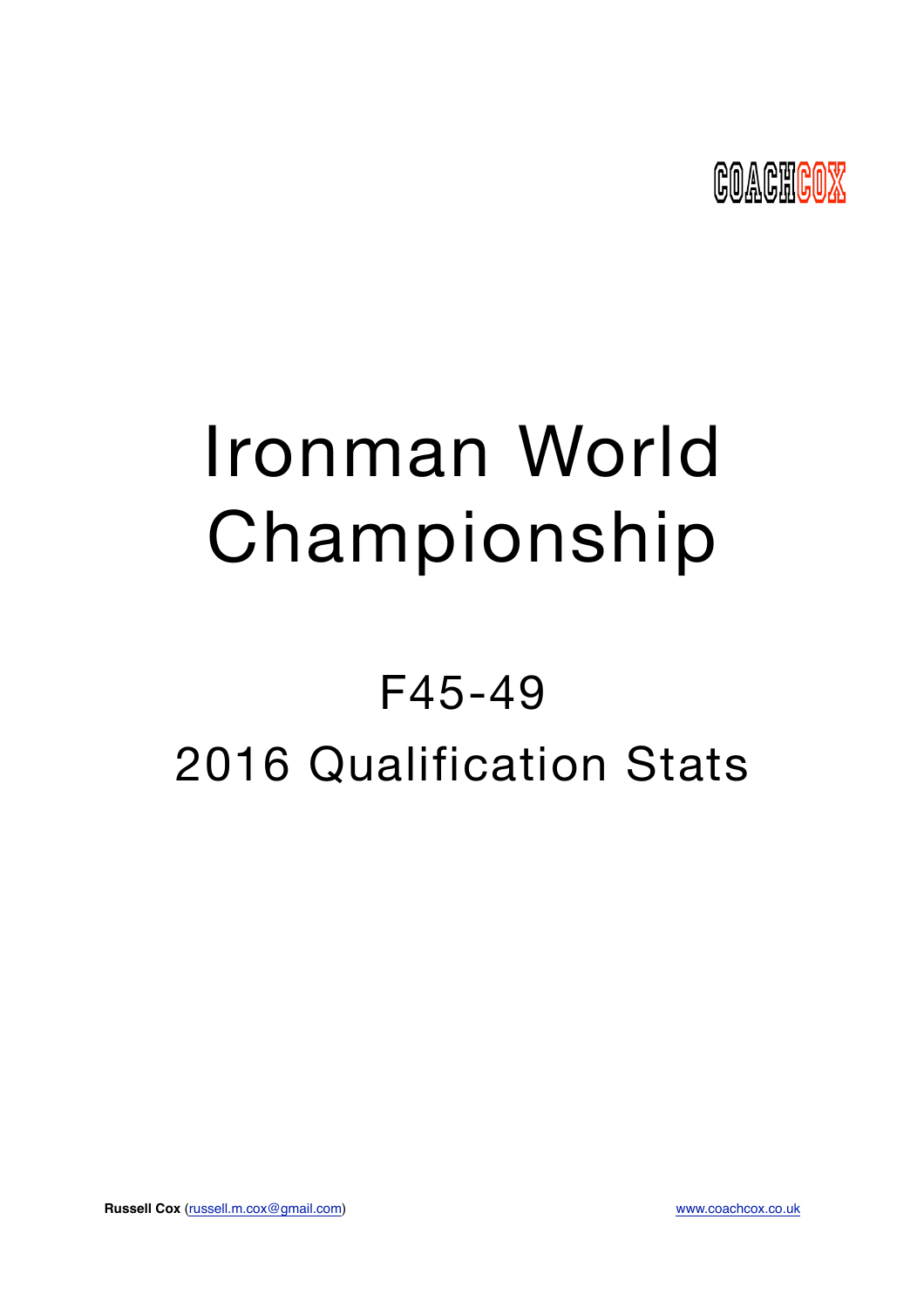COACHCOX

# Ironman World Championship

## F45-49

## 2016 Qualification Stats

**Russell Cox** (russell.m.cox@gmail.com) www.coachcox.co.uk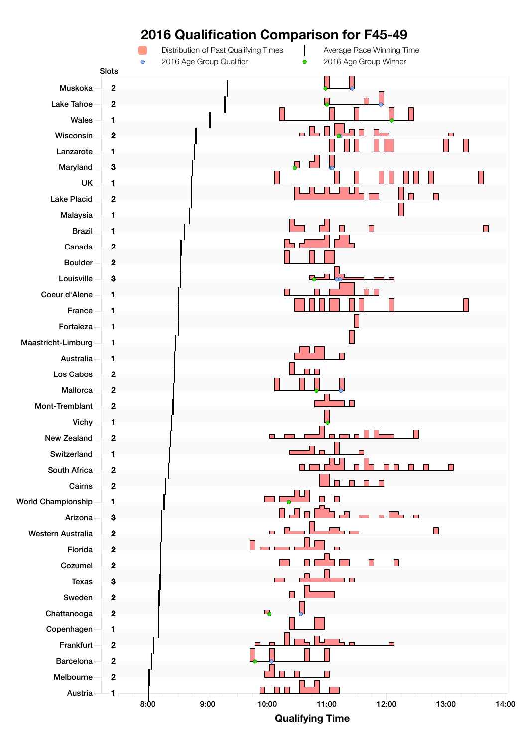# 2016 Qualification Comparison for F45-49

Distribution of Past Qualifying Times | Average Race Winning Time | 2016 Age Group Qualifier | 2016 Age Group Winner

| Race | Slots |
|---|---|
| Muskoka | 2 |
| Lake Tahoe | 2 |
| Wales | 1 |
| Wisconsin | 2 |
| Lanzarote | 1 |
| Maryland | 3 |
| UK | 1 |
| Lake Placid | 2 |
| Malaysia | 1 |
| Brazil | 1 |
| Canada | 2 |
| Boulder | 2 |
| Louisville | 3 |
| Coeur d'Alene | 1 |
| France | 1 |
| Fortaleza | 1 |
| Maastricht-Limburg | 1 |
| Australia | 1 |
| Los Cabos | 2 |
| Mallorca | 2 |
| Mont-Tremblant | 2 |
| Vichy | 1 |
| New Zealand | 2 |
| Switzerland | 1 |
| South Africa | 2 |
| Cairns | 2 |
| World Championship | 1 |
| Arizona | 3 |
| Western Australia | 2 |
| Florida | 2 |
| Cozumel | 2 |
| Texas | 3 |
| Sweden | 2 |
| Chattanooga | 2 |
| Copenhagen | 1 |
| Frankfurt | 2 |
| Barcelona | 2 |
| Melbourne | 2 |
| Austria | 1 |

Qualifying Time (8:00 – 14:00)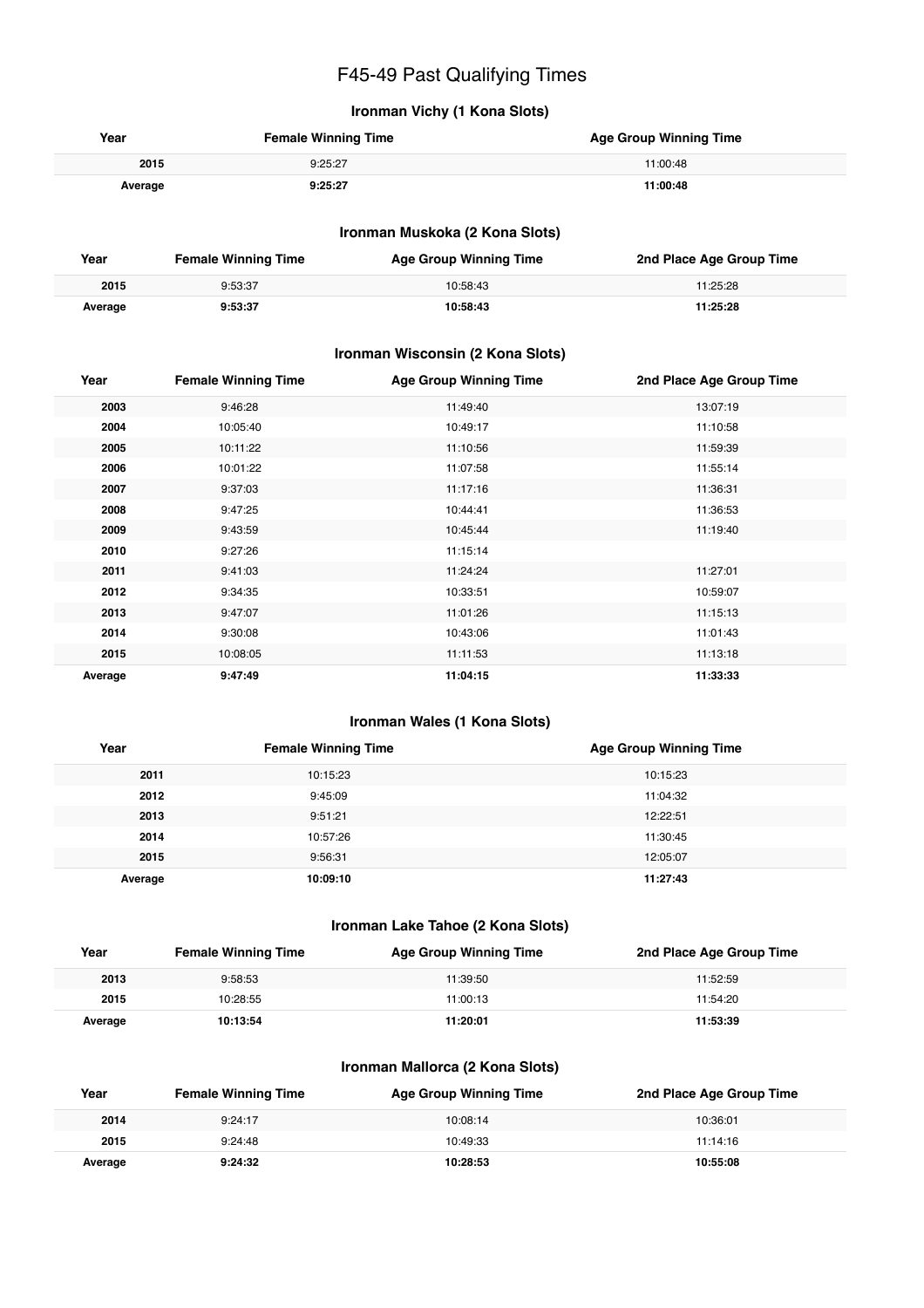# F45-49 Past Qualifying Times

### Ironman Vichy (1 Kona Slots)

| Year | Female Winning Time | Age Group Winning Time |
|---|---|---|
| 2015 | 9:25:27 | 11:00:48 |
| **Average** | **9:25:27** | **11:00:48** |

### Ironman Muskoka (2 Kona Slots)

| Year | Female Winning Time | Age Group Winning Time | 2nd Place Age Group Time |
|---|---|---|---|
| 2015 | 9:53:37 | 10:58:43 | 11:25:28 |
| **Average** | **9:53:37** | **10:58:43** | **11:25:28** |

### Ironman Wisconsin (2 Kona Slots)

| Year | Female Winning Time | Age Group Winning Time | 2nd Place Age Group Time |
|---|---|---|---|
| 2003 | 9:46:28 | 11:49:40 | 13:07:19 |
| 2004 | 10:05:40 | 10:49:17 | 11:10:58 |
| 2005 | 10:11:22 | 11:10:56 | 11:59:39 |
| 2006 | 10:01:22 | 11:07:58 | 11:55:14 |
| 2007 | 9:37:03 | 11:17:16 | 11:36:31 |
| 2008 | 9:47:25 | 10:44:41 | 11:36:53 |
| 2009 | 9:43:59 | 10:45:44 | 11:19:40 |
| 2010 | 9:27:26 | 11:15:14 | |
| 2011 | 9:41:03 | 11:24:24 | 11:27:01 |
| 2012 | 9:34:35 | 10:33:51 | 10:59:07 |
| 2013 | 9:47:07 | 11:01:26 | 11:15:13 |
| 2014 | 9:30:08 | 10:43:06 | 11:01:43 |
| 2015 | 10:08:05 | 11:11:53 | 11:13:18 |
| **Average** | **9:47:49** | **11:04:15** | **11:33:33** |

### Ironman Wales (1 Kona Slots)

| Year | Female Winning Time | Age Group Winning Time |
|---|---|---|
| 2011 | 10:15:23 | 10:15:23 |
| 2012 | 9:45:09 | 11:04:32 |
| 2013 | 9:51:21 | 12:22:51 |
| 2014 | 10:57:26 | 11:30:45 |
| 2015 | 9:56:31 | 12:05:07 |
| **Average** | **10:09:10** | **11:27:43** |

### Ironman Lake Tahoe (2 Kona Slots)

| Year | Female Winning Time | Age Group Winning Time | 2nd Place Age Group Time |
|---|---|---|---|
| 2013 | 9:58:53 | 11:39:50 | 11:52:59 |
| 2015 | 10:28:55 | 11:00:13 | 11:54:20 |
| **Average** | **10:13:54** | **11:20:01** | **11:53:39** |

### Ironman Mallorca (2 Kona Slots)

| Year | Female Winning Time | Age Group Winning Time | 2nd Place Age Group Time |
|---|---|---|---|
| 2014 | 9:24:17 | 10:08:14 | 10:36:01 |
| 2015 | 9:24:48 | 10:49:33 | 11:14:16 |
| **Average** | **9:24:32** | **10:28:53** | **10:55:08** |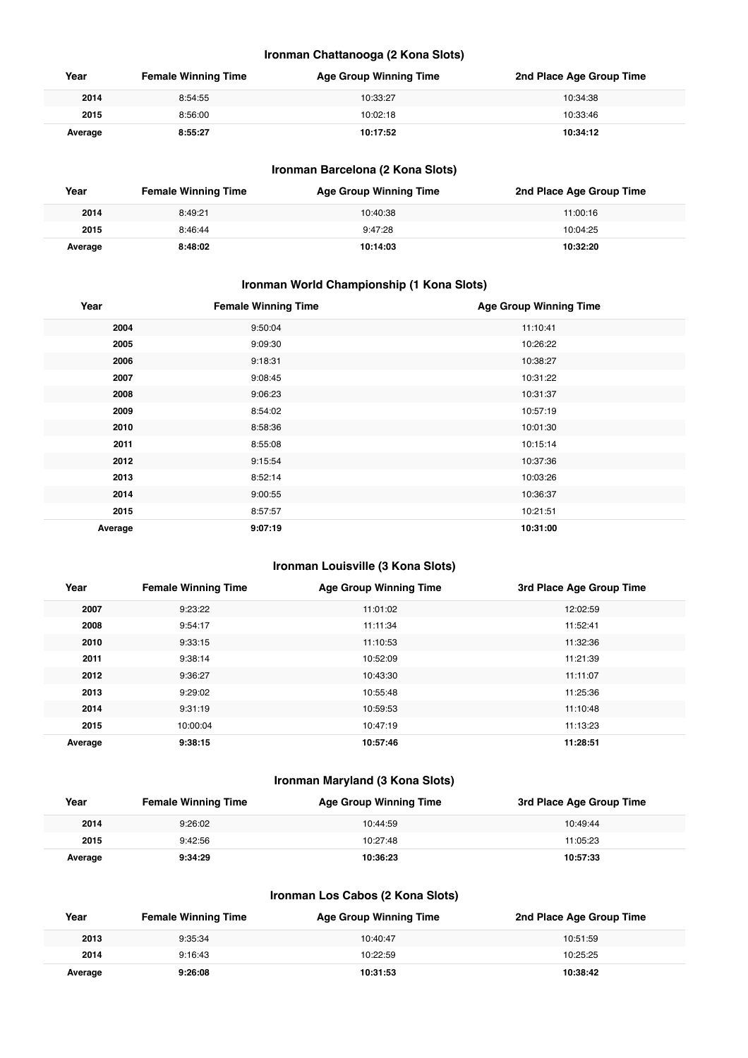### Ironman Chattanooga (2 Kona Slots)

| Year | Female Winning Time | Age Group Winning Time | 2nd Place Age Group Time |
|---|---|---|---|
| 2014 | 8:54:55 | 10:33:27 | 10:34:38 |
| 2015 | 8:56:00 | 10:02:18 | 10:33:46 |
| **Average** | **8:55:27** | **10:17:52** | **10:34:12** |

### Ironman Barcelona (2 Kona Slots)

| Year | Female Winning Time | Age Group Winning Time | 2nd Place Age Group Time |
|---|---|---|---|
| 2014 | 8:49:21 | 10:40:38 | 11:00:16 |
| 2015 | 8:46:44 | 9:47:28 | 10:04:25 |
| **Average** | **8:48:02** | **10:14:03** | **10:32:20** |

### Ironman World Championship (1 Kona Slots)

| Year | Female Winning Time | Age Group Winning Time |
|---|---|---|
| 2004 | 9:50:04 | 11:10:41 |
| 2005 | 9:09:30 | 10:26:22 |
| 2006 | 9:18:31 | 10:38:27 |
| 2007 | 9:08:45 | 10:31:22 |
| 2008 | 9:06:23 | 10:31:37 |
| 2009 | 8:54:02 | 10:57:19 |
| 2010 | 8:58:36 | 10:01:30 |
| 2011 | 8:55:08 | 10:15:14 |
| 2012 | 9:15:54 | 10:37:36 |
| 2013 | 8:52:14 | 10:03:26 |
| 2014 | 9:00:55 | 10:36:37 |
| 2015 | 8:57:57 | 10:21:51 |
| **Average** | **9:07:19** | **10:31:00** |

### Ironman Louisville (3 Kona Slots)

| Year | Female Winning Time | Age Group Winning Time | 3rd Place Age Group Time |
|---|---|---|---|
| 2007 | 9:23:22 | 11:01:02 | 12:02:59 |
| 2008 | 9:54:17 | 11:11:34 | 11:52:41 |
| 2010 | 9:33:15 | 11:10:53 | 11:32:36 |
| 2011 | 9:38:14 | 10:52:09 | 11:21:39 |
| 2012 | 9:36:27 | 10:43:30 | 11:11:07 |
| 2013 | 9:29:02 | 10:55:48 | 11:25:36 |
| 2014 | 9:31:19 | 10:59:53 | 11:10:48 |
| 2015 | 10:00:04 | 10:47:19 | 11:13:23 |
| **Average** | **9:38:15** | **10:57:46** | **11:28:51** |

### Ironman Maryland (3 Kona Slots)

| Year | Female Winning Time | Age Group Winning Time | 3rd Place Age Group Time |
|---|---|---|---|
| 2014 | 9:26:02 | 10:44:59 | 10:49:44 |
| 2015 | 9:42:56 | 10:27:48 | 11:05:23 |
| **Average** | **9:34:29** | **10:36:23** | **10:57:33** |

### Ironman Los Cabos (2 Kona Slots)

| Year | Female Winning Time | Age Group Winning Time | 2nd Place Age Group Time |
|---|---|---|---|
| 2013 | 9:35:34 | 10:40:47 | 10:51:59 |
| 2014 | 9:16:43 | 10:22:59 | 10:25:25 |
| **Average** | **9:26:08** | **10:31:53** | **10:38:42** |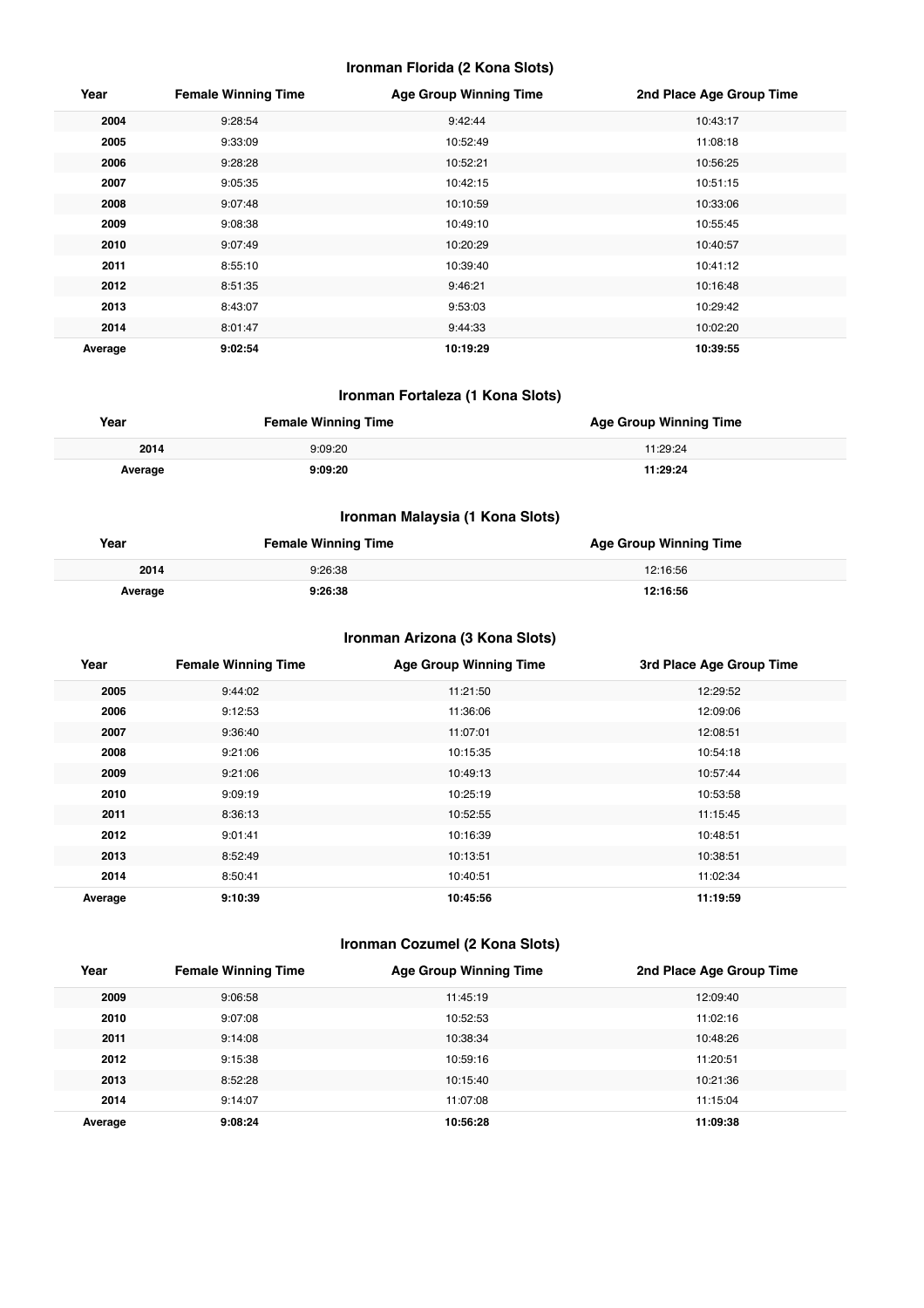### Ironman Florida (2 Kona Slots)

| Year | Female Winning Time | Age Group Winning Time | 2nd Place Age Group Time |
|---|---|---|---|
| **2004** | 9:28:54 | 9:42:44 | 10:43:17 |
| **2005** | 9:33:09 | 10:52:49 | 11:08:18 |
| **2006** | 9:28:28 | 10:52:21 | 10:56:25 |
| **2007** | 9:05:35 | 10:42:15 | 10:51:15 |
| **2008** | 9:07:48 | 10:10:59 | 10:33:06 |
| **2009** | 9:08:38 | 10:49:10 | 10:55:45 |
| **2010** | 9:07:49 | 10:20:29 | 10:40:57 |
| **2011** | 8:55:10 | 10:39:40 | 10:41:12 |
| **2012** | 8:51:35 | 9:46:21 | 10:16:48 |
| **2013** | 8:43:07 | 9:53:03 | 10:29:42 |
| **2014** | 8:01:47 | 9:44:33 | 10:02:20 |
| **Average** | **9:02:54** | **10:19:29** | **10:39:55** |

### Ironman Fortaleza (1 Kona Slots)

| Year | Female Winning Time | Age Group Winning Time |
|---|---|---|
| **2014** | 9:09:20 | 11:29:24 |
| **Average** | **9:09:20** | **11:29:24** |

### Ironman Malaysia (1 Kona Slots)

| Year | Female Winning Time | Age Group Winning Time |
|---|---|---|
| **2014** | 9:26:38 | 12:16:56 |
| **Average** | **9:26:38** | **12:16:56** |

### Ironman Arizona (3 Kona Slots)

| Year | Female Winning Time | Age Group Winning Time | 3rd Place Age Group Time |
|---|---|---|---|
| **2005** | 9:44:02 | 11:21:50 | 12:29:52 |
| **2006** | 9:12:53 | 11:36:06 | 12:09:06 |
| **2007** | 9:36:40 | 11:07:01 | 12:08:51 |
| **2008** | 9:21:06 | 10:15:35 | 10:54:18 |
| **2009** | 9:21:06 | 10:49:13 | 10:57:44 |
| **2010** | 9:09:19 | 10:25:19 | 10:53:58 |
| **2011** | 8:36:13 | 10:52:55 | 11:15:45 |
| **2012** | 9:01:41 | 10:16:39 | 10:48:51 |
| **2013** | 8:52:49 | 10:13:51 | 10:38:51 |
| **2014** | 8:50:41 | 10:40:51 | 11:02:34 |
| **Average** | **9:10:39** | **10:45:56** | **11:19:59** |

### Ironman Cozumel (2 Kona Slots)

| Year | Female Winning Time | Age Group Winning Time | 2nd Place Age Group Time |
|---|---|---|---|
| **2009** | 9:06:58 | 11:45:19 | 12:09:40 |
| **2010** | 9:07:08 | 10:52:53 | 11:02:16 |
| **2011** | 9:14:08 | 10:38:34 | 10:48:26 |
| **2012** | 9:15:38 | 10:59:16 | 11:20:51 |
| **2013** | 8:52:28 | 10:15:40 | 10:21:36 |
| **2014** | 9:14:07 | 11:07:08 | 11:15:04 |
| **Average** | **9:08:24** | **10:56:28** | **11:09:38** |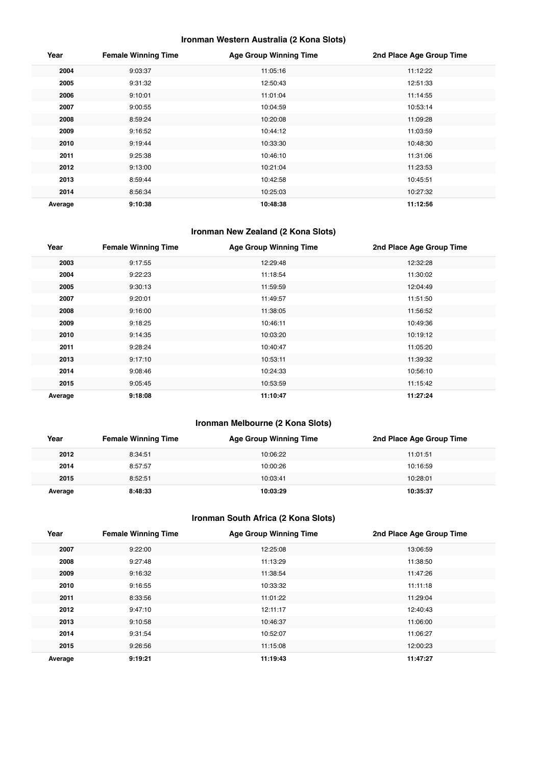### Ironman Western Australia (2 Kona Slots)

| Year | Female Winning Time | Age Group Winning Time | 2nd Place Age Group Time |
|---|---|---|---|
| **2004** | 9:03:37 | 11:05:16 | 11:12:22 |
| **2005** | 9:31:32 | 12:50:43 | 12:51:33 |
| **2006** | 9:10:01 | 11:01:04 | 11:14:55 |
| **2007** | 9:00:55 | 10:04:59 | 10:53:14 |
| **2008** | 8:59:24 | 10:20:08 | 11:09:28 |
| **2009** | 9:16:52 | 10:44:12 | 11:03:59 |
| **2010** | 9:19:44 | 10:33:30 | 10:48:30 |
| **2011** | 9:25:38 | 10:46:10 | 11:31:06 |
| **2012** | 9:13:00 | 10:21:04 | 11:23:53 |
| **2013** | 8:59:44 | 10:42:58 | 10:45:51 |
| **2014** | 8:56:34 | 10:25:03 | 10:27:32 |
| **Average** | **9:10:38** | **10:48:38** | **11:12:56** |

### Ironman New Zealand (2 Kona Slots)

| Year | Female Winning Time | Age Group Winning Time | 2nd Place Age Group Time |
|---|---|---|---|
| **2003** | 9:17:55 | 12:29:48 | 12:32:28 |
| **2004** | 9:22:23 | 11:18:54 | 11:30:02 |
| **2005** | 9:30:13 | 11:59:59 | 12:04:49 |
| **2007** | 9:20:01 | 11:49:57 | 11:51:50 |
| **2008** | 9:16:00 | 11:38:05 | 11:56:52 |
| **2009** | 9:18:25 | 10:46:11 | 10:49:36 |
| **2010** | 9:14:35 | 10:03:20 | 10:19:12 |
| **2011** | 9:28:24 | 10:40:47 | 11:05:20 |
| **2013** | 9:17:10 | 10:53:11 | 11:39:32 |
| **2014** | 9:08:46 | 10:24:33 | 10:56:10 |
| **2015** | 9:05:45 | 10:53:59 | 11:15:42 |
| **Average** | **9:18:08** | **11:10:47** | **11:27:24** |

### Ironman Melbourne (2 Kona Slots)

| Year | Female Winning Time | Age Group Winning Time | 2nd Place Age Group Time |
|---|---|---|---|
| **2012** | 8:34:51 | 10:06:22 | 11:01:51 |
| **2014** | 8:57:57 | 10:00:26 | 10:16:59 |
| **2015** | 8:52:51 | 10:03:41 | 10:28:01 |
| **Average** | **8:48:33** | **10:03:29** | **10:35:37** |

### Ironman South Africa (2 Kona Slots)

| Year | Female Winning Time | Age Group Winning Time | 2nd Place Age Group Time |
|---|---|---|---|
| **2007** | 9:22:00 | 12:25:08 | 13:06:59 |
| **2008** | 9:27:48 | 11:13:29 | 11:38:50 |
| **2009** | 9:16:32 | 11:38:54 | 11:47:26 |
| **2010** | 9:16:55 | 10:33:32 | 11:11:18 |
| **2011** | 8:33:56 | 11:01:22 | 11:29:04 |
| **2012** | 9:47:10 | 12:11:17 | 12:40:43 |
| **2013** | 9:10:58 | 10:46:37 | 11:06:00 |
| **2014** | 9:31:54 | 10:52:07 | 11:06:27 |
| **2015** | 9:26:56 | 11:15:08 | 12:00:23 |
| **Average** | **9:19:21** | **11:19:43** | **11:47:27** |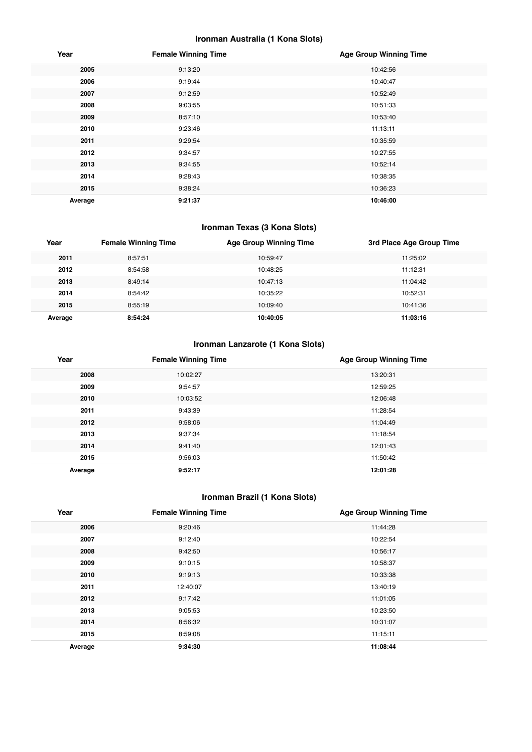### Ironman Australia (1 Kona Slots)

| Year | Female Winning Time | Age Group Winning Time |
|---|---|---|
| 2005 | 9:13:20 | 10:42:56 |
| 2006 | 9:19:44 | 10:40:47 |
| 2007 | 9:12:59 | 10:52:49 |
| 2008 | 9:03:55 | 10:51:33 |
| 2009 | 8:57:10 | 10:53:40 |
| 2010 | 9:23:46 | 11:13:11 |
| 2011 | 9:29:54 | 10:35:59 |
| 2012 | 9:34:57 | 10:27:55 |
| 2013 | 9:34:55 | 10:52:14 |
| 2014 | 9:28:43 | 10:38:35 |
| 2015 | 9:38:24 | 10:36:23 |
| **Average** | **9:21:37** | **10:46:00** |

### Ironman Texas (3 Kona Slots)

| Year | Female Winning Time | Age Group Winning Time | 3rd Place Age Group Time |
|---|---|---|---|
| 2011 | 8:57:51 | 10:59:47 | 11:25:02 |
| 2012 | 8:54:58 | 10:48:25 | 11:12:31 |
| 2013 | 8:49:14 | 10:47:13 | 11:04:42 |
| 2014 | 8:54:42 | 10:35:22 | 10:52:31 |
| 2015 | 8:55:19 | 10:09:40 | 10:41:36 |
| **Average** | **8:54:24** | **10:40:05** | **11:03:16** |

### Ironman Lanzarote (1 Kona Slots)

| Year | Female Winning Time | Age Group Winning Time |
|---|---|---|
| 2008 | 10:02:27 | 13:20:31 |
| 2009 | 9:54:57 | 12:59:25 |
| 2010 | 10:03:52 | 12:06:48 |
| 2011 | 9:43:39 | 11:28:54 |
| 2012 | 9:58:06 | 11:04:49 |
| 2013 | 9:37:34 | 11:18:54 |
| 2014 | 9:41:40 | 12:01:43 |
| 2015 | 9:56:03 | 11:50:42 |
| **Average** | **9:52:17** | **12:01:28** |

### Ironman Brazil (1 Kona Slots)

| Year | Female Winning Time | Age Group Winning Time |
|---|---|---|
| 2006 | 9:20:46 | 11:44:28 |
| 2007 | 9:12:40 | 10:22:54 |
| 2008 | 9:42:50 | 10:56:17 |
| 2009 | 9:10:15 | 10:58:37 |
| 2010 | 9:19:13 | 10:33:38 |
| 2011 | 12:40:07 | 13:40:19 |
| 2012 | 9:17:42 | 11:01:05 |
| 2013 | 9:05:53 | 10:23:50 |
| 2014 | 8:56:32 | 10:31:07 |
| 2015 | 8:59:08 | 11:15:11 |
| **Average** | **9:34:30** | **11:08:44** |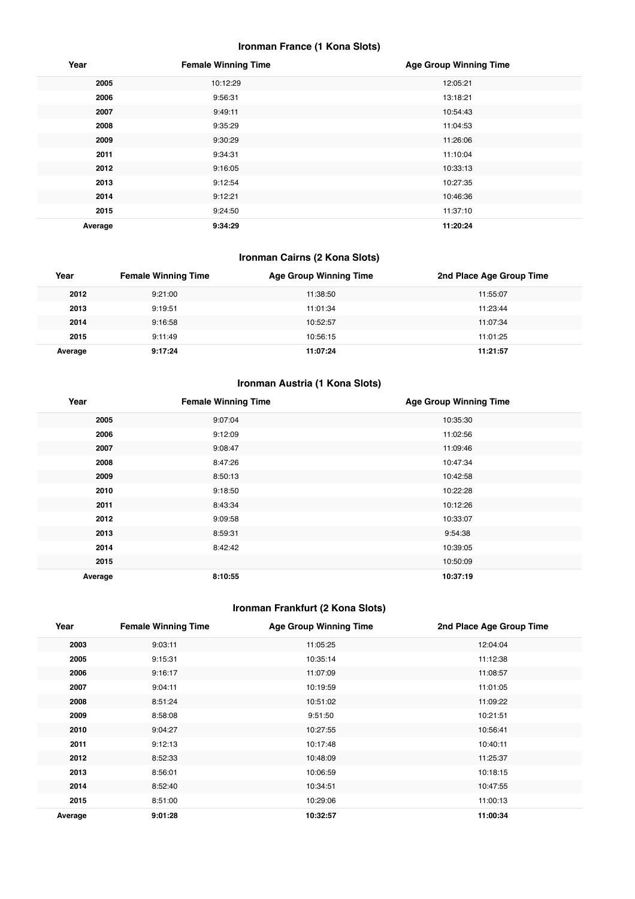### Ironman France (1 Kona Slots)

| Year | Female Winning Time | Age Group Winning Time |
|---|---|---|
| 2005 | 10:12:29 | 12:05:21 |
| 2006 | 9:56:31 | 13:18:21 |
| 2007 | 9:49:11 | 10:54:43 |
| 2008 | 9:35:29 | 11:04:53 |
| 2009 | 9:30:29 | 11:26:06 |
| 2011 | 9:34:31 | 11:10:04 |
| 2012 | 9:16:05 | 10:33:13 |
| 2013 | 9:12:54 | 10:27:35 |
| 2014 | 9:12:21 | 10:46:36 |
| 2015 | 9:24:50 | 11:37:10 |
| **Average** | **9:34:29** | **11:20:24** |

### Ironman Cairns (2 Kona Slots)

| Year | Female Winning Time | Age Group Winning Time | 2nd Place Age Group Time |
|---|---|---|---|
| 2012 | 9:21:00 | 11:38:50 | 11:55:07 |
| 2013 | 9:19:51 | 11:01:34 | 11:23:44 |
| 2014 | 9:16:58 | 10:52:57 | 11:07:34 |
| 2015 | 9:11:49 | 10:56:15 | 11:01:25 |
| **Average** | **9:17:24** | **11:07:24** | **11:21:57** |

### Ironman Austria (1 Kona Slots)

| Year | Female Winning Time | Age Group Winning Time |
|---|---|---|
| 2005 | 9:07:04 | 10:35:30 |
| 2006 | 9:12:09 | 11:02:56 |
| 2007 | 9:08:47 | 11:09:46 |
| 2008 | 8:47:26 | 10:47:34 |
| 2009 | 8:50:13 | 10:42:58 |
| 2010 | 9:18:50 | 10:22:28 |
| 2011 | 8:43:34 | 10:12:26 |
| 2012 | 9:09:58 | 10:33:07 |
| 2013 | 8:59:31 | 9:54:38 |
| 2014 | 8:42:42 | 10:39:05 |
| 2015 | | 10:50:09 |
| **Average** | **8:10:55** | **10:37:19** |

### Ironman Frankfurt (2 Kona Slots)

| Year | Female Winning Time | Age Group Winning Time | 2nd Place Age Group Time |
|---|---|---|---|
| 2003 | 9:03:11 | 11:05:25 | 12:04:04 |
| 2005 | 9:15:31 | 10:35:14 | 11:12:38 |
| 2006 | 9:16:17 | 11:07:09 | 11:08:57 |
| 2007 | 9:04:11 | 10:19:59 | 11:01:05 |
| 2008 | 8:51:24 | 10:51:02 | 11:09:22 |
| 2009 | 8:58:08 | 9:51:50 | 10:21:51 |
| 2010 | 9:04:27 | 10:27:55 | 10:56:41 |
| 2011 | 9:12:13 | 10:17:48 | 10:40:11 |
| 2012 | 8:52:33 | 10:48:09 | 11:25:37 |
| 2013 | 8:56:01 | 10:06:59 | 10:18:15 |
| 2014 | 8:52:40 | 10:34:51 | 10:47:55 |
| 2015 | 8:51:00 | 10:29:06 | 11:00:13 |
| **Average** | **9:01:28** | **10:32:57** | **11:00:34** |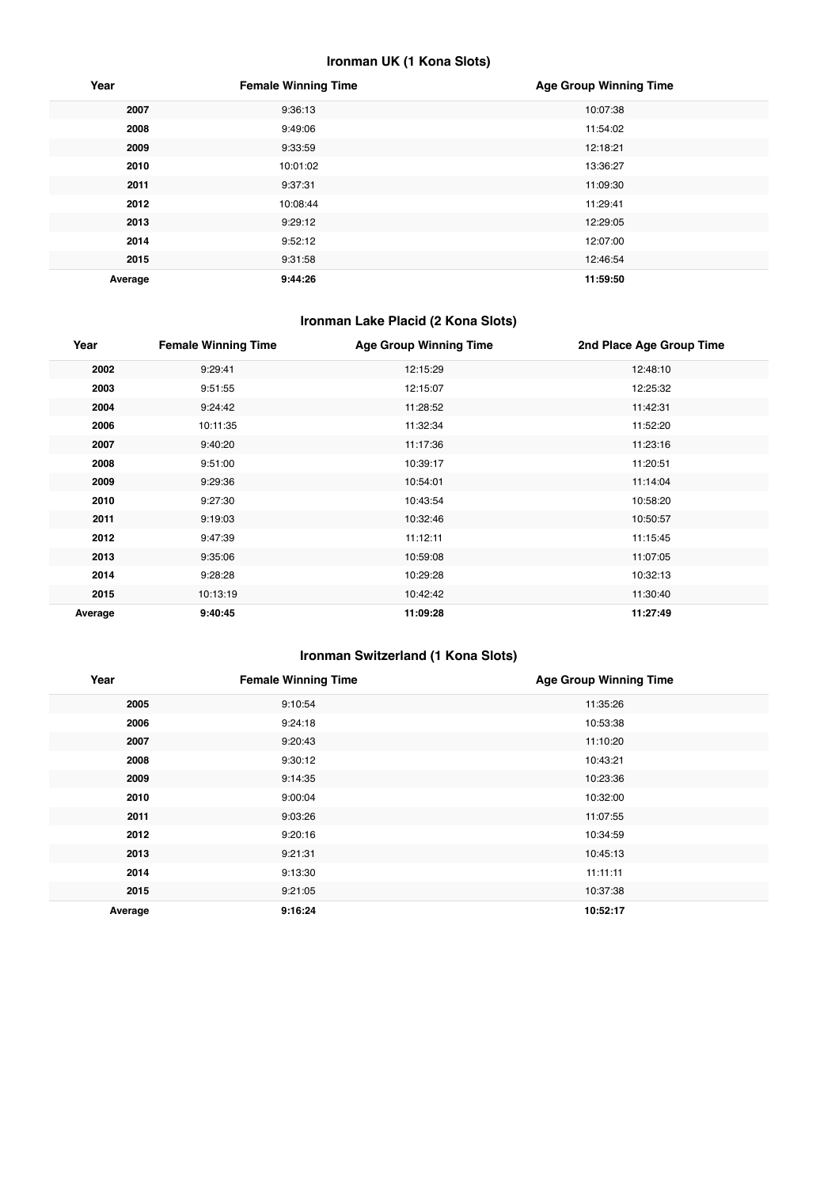### Ironman UK (1 Kona Slots)

| Year | Female Winning Time | Age Group Winning Time |
| --- | --- | --- |
| **2007** | 9:36:13 | 10:07:38 |
| **2008** | 9:49:06 | 11:54:02 |
| **2009** | 9:33:59 | 12:18:21 |
| **2010** | 10:01:02 | 13:36:27 |
| **2011** | 9:37:31 | 11:09:30 |
| **2012** | 10:08:44 | 11:29:41 |
| **2013** | 9:29:12 | 12:29:05 |
| **2014** | 9:52:12 | 12:07:00 |
| **2015** | 9:31:58 | 12:46:54 |
| **Average** | **9:44:26** | **11:59:50** |

### Ironman Lake Placid (2 Kona Slots)

| Year | Female Winning Time | Age Group Winning Time | 2nd Place Age Group Time |
| --- | --- | --- | --- |
| **2002** | 9:29:41 | 12:15:29 | 12:48:10 |
| **2003** | 9:51:55 | 12:15:07 | 12:25:32 |
| **2004** | 9:24:42 | 11:28:52 | 11:42:31 |
| **2006** | 10:11:35 | 11:32:34 | 11:52:20 |
| **2007** | 9:40:20 | 11:17:36 | 11:23:16 |
| **2008** | 9:51:00 | 10:39:17 | 11:20:51 |
| **2009** | 9:29:36 | 10:54:01 | 11:14:04 |
| **2010** | 9:27:30 | 10:43:54 | 10:58:20 |
| **2011** | 9:19:03 | 10:32:46 | 10:50:57 |
| **2012** | 9:47:39 | 11:12:11 | 11:15:45 |
| **2013** | 9:35:06 | 10:59:08 | 11:07:05 |
| **2014** | 9:28:28 | 10:29:28 | 10:32:13 |
| **2015** | 10:13:19 | 10:42:42 | 11:30:40 |
| **Average** | **9:40:45** | **11:09:28** | **11:27:49** |

### Ironman Switzerland (1 Kona Slots)

| Year | Female Winning Time | Age Group Winning Time |
| --- | --- | --- |
| **2005** | 9:10:54 | 11:35:26 |
| **2006** | 9:24:18 | 10:53:38 |
| **2007** | 9:20:43 | 11:10:20 |
| **2008** | 9:30:12 | 10:43:21 |
| **2009** | 9:14:35 | 10:23:36 |
| **2010** | 9:00:04 | 10:32:00 |
| **2011** | 9:03:26 | 11:07:55 |
| **2012** | 9:20:16 | 10:34:59 |
| **2013** | 9:21:31 | 10:45:13 |
| **2014** | 9:13:30 | 11:11:11 |
| **2015** | 9:21:05 | 10:37:38 |
| **Average** | **9:16:24** | **10:52:17** |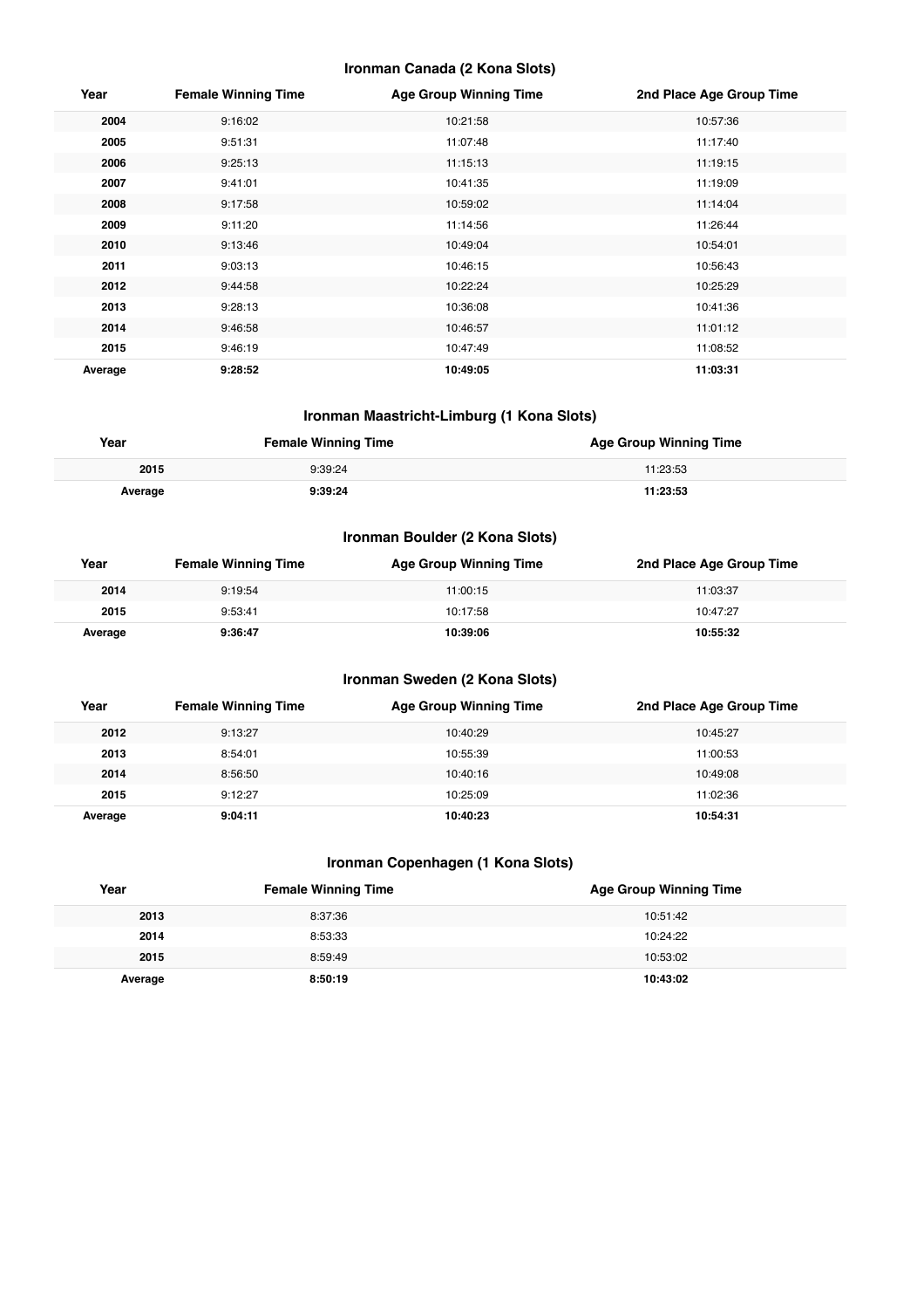### Ironman Canada (2 Kona Slots)

| Year | Female Winning Time | Age Group Winning Time | 2nd Place Age Group Time |
|---|---|---|---|
| 2004 | 9:16:02 | 10:21:58 | 10:57:36 |
| 2005 | 9:51:31 | 11:07:48 | 11:17:40 |
| 2006 | 9:25:13 | 11:15:13 | 11:19:15 |
| 2007 | 9:41:01 | 10:41:35 | 11:19:09 |
| 2008 | 9:17:58 | 10:59:02 | 11:14:04 |
| 2009 | 9:11:20 | 11:14:56 | 11:26:44 |
| 2010 | 9:13:46 | 10:49:04 | 10:54:01 |
| 2011 | 9:03:13 | 10:46:15 | 10:56:43 |
| 2012 | 9:44:58 | 10:22:24 | 10:25:29 |
| 2013 | 9:28:13 | 10:36:08 | 10:41:36 |
| 2014 | 9:46:58 | 10:46:57 | 11:01:12 |
| 2015 | 9:46:19 | 10:47:49 | 11:08:52 |
| **Average** | **9:28:52** | **10:49:05** | **11:03:31** |

### Ironman Maastricht-Limburg (1 Kona Slots)

| Year | Female Winning Time | Age Group Winning Time |
|---|---|---|
| 2015 | 9:39:24 | 11:23:53 |
| **Average** | **9:39:24** | **11:23:53** |

### Ironman Boulder (2 Kona Slots)

| Year | Female Winning Time | Age Group Winning Time | 2nd Place Age Group Time |
|---|---|---|---|
| 2014 | 9:19:54 | 11:00:15 | 11:03:37 |
| 2015 | 9:53:41 | 10:17:58 | 10:47:27 |
| **Average** | **9:36:47** | **10:39:06** | **10:55:32** |

### Ironman Sweden (2 Kona Slots)

| Year | Female Winning Time | Age Group Winning Time | 2nd Place Age Group Time |
|---|---|---|---|
| 2012 | 9:13:27 | 10:40:29 | 10:45:27 |
| 2013 | 8:54:01 | 10:55:39 | 11:00:53 |
| 2014 | 8:56:50 | 10:40:16 | 10:49:08 |
| 2015 | 9:12:27 | 10:25:09 | 11:02:36 |
| **Average** | **9:04:11** | **10:40:23** | **10:54:31** |

### Ironman Copenhagen (1 Kona Slots)

| Year | Female Winning Time | Age Group Winning Time |
|---|---|---|
| 2013 | 8:37:36 | 10:51:42 |
| 2014 | 8:53:33 | 10:24:22 |
| 2015 | 8:59:49 | 10:53:02 |
| **Average** | **8:50:19** | **10:43:02** |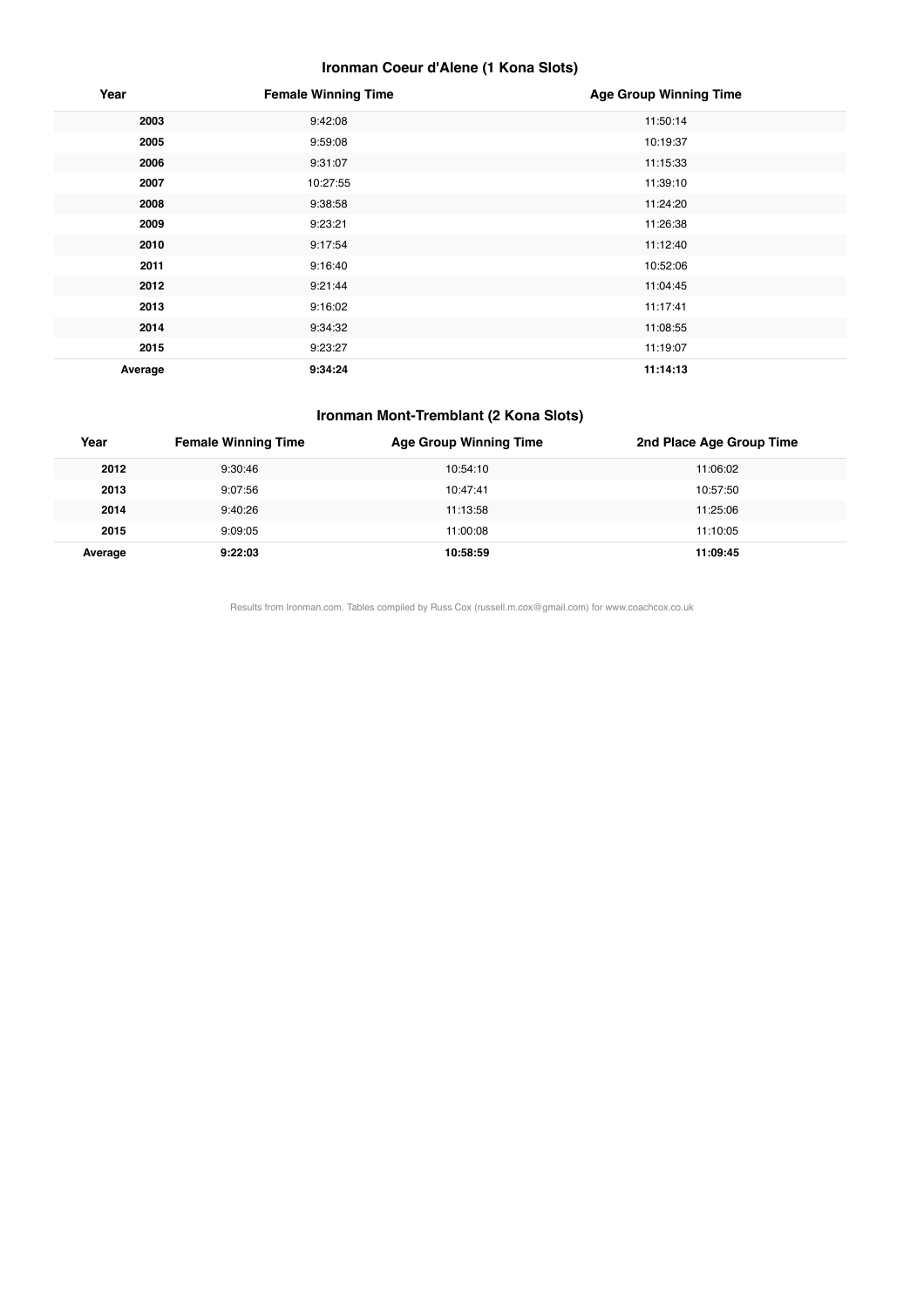### Ironman Coeur d'Alene (1 Kona Slots)

| Year | Female Winning Time | Age Group Winning Time |
|---|---|---|
| **2003** | 9:42:08 | 11:50:14 |
| **2005** | 9:59:08 | 10:19:37 |
| **2006** | 9:31:07 | 11:15:33 |
| **2007** | 10:27:55 | 11:39:10 |
| **2008** | 9:38:58 | 11:24:20 |
| **2009** | 9:23:21 | 11:26:38 |
| **2010** | 9:17:54 | 11:12:40 |
| **2011** | 9:16:40 | 10:52:06 |
| **2012** | 9:21:44 | 11:04:45 |
| **2013** | 9:16:02 | 11:17:41 |
| **2014** | 9:34:32 | 11:08:55 |
| **2015** | 9:23:27 | 11:19:07 |
| **Average** | **9:34:24** | **11:14:13** |

### Ironman Mont-Tremblant (2 Kona Slots)

| Year | Female Winning Time | Age Group Winning Time | 2nd Place Age Group Time |
|---|---|---|---|
| **2012** | 9:30:46 | 10:54:10 | 11:06:02 |
| **2013** | 9:07:56 | 10:47:41 | 10:57:50 |
| **2014** | 9:40:26 | 11:13:58 | 11:25:06 |
| **2015** | 9:09:05 | 11:00:08 | 11:10:05 |
| **Average** | **9:22:03** | **10:58:59** | **11:09:45** |

Results from Ironman.com. Tables compiled by Russ Cox (russell.m.cox@gmail.com) for www.coachcox.co.uk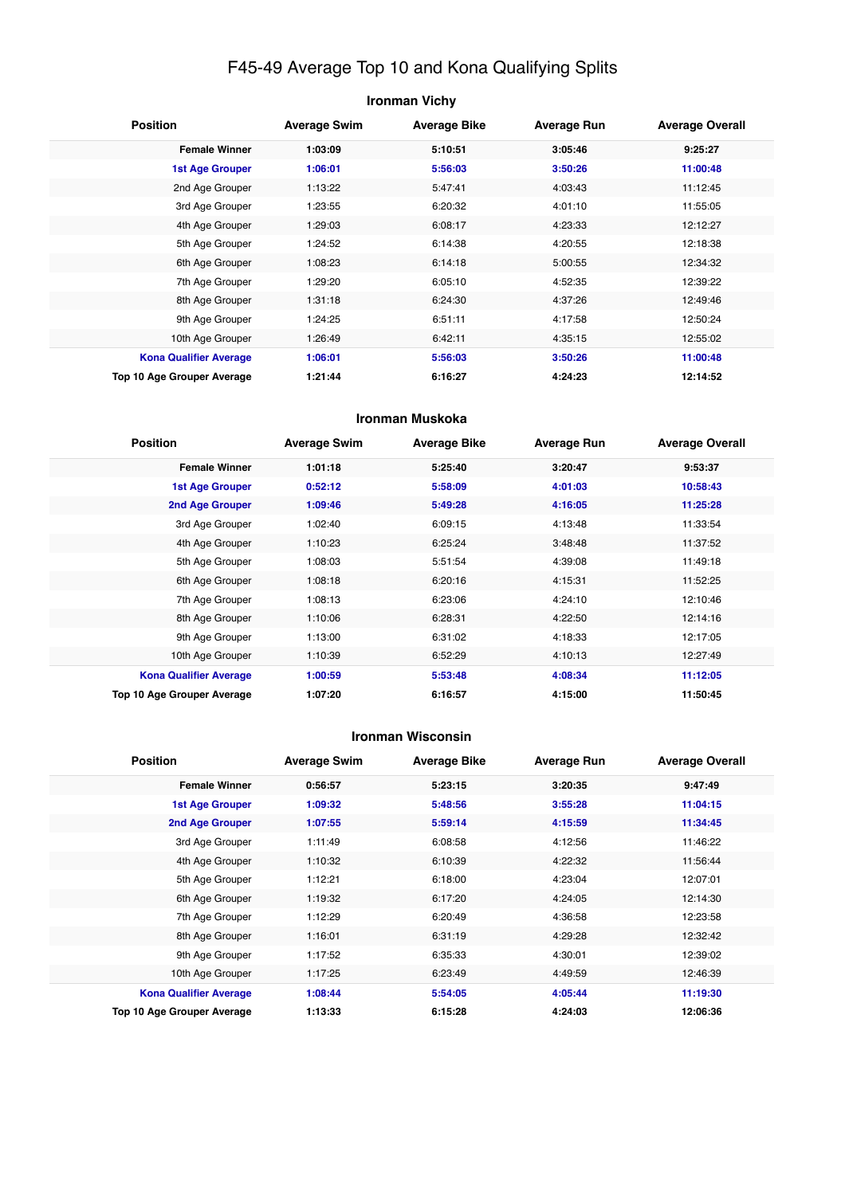# F45-49 Average Top 10 and Kona Qualifying Splits

## Ironman Vichy

| Position | Average Swim | Average Bike | Average Run | Average Overall |
|---|---|---|---|---|
| **Female Winner** | **1:03:09** | **5:10:51** | **3:05:46** | **9:25:27** |
| **1st Age Grouper** | **1:06:01** | **5:56:03** | **3:50:26** | **11:00:48** |
| 2nd Age Grouper | 1:13:22 | 5:47:41 | 4:03:43 | 11:12:45 |
| 3rd Age Grouper | 1:23:55 | 6:20:32 | 4:01:10 | 11:55:05 |
| 4th Age Grouper | 1:29:03 | 6:08:17 | 4:23:33 | 12:12:27 |
| 5th Age Grouper | 1:24:52 | 6:14:38 | 4:20:55 | 12:18:38 |
| 6th Age Grouper | 1:08:23 | 6:14:18 | 5:00:55 | 12:34:32 |
| 7th Age Grouper | 1:29:20 | 6:05:10 | 4:52:35 | 12:39:22 |
| 8th Age Grouper | 1:31:18 | 6:24:30 | 4:37:26 | 12:49:46 |
| 9th Age Grouper | 1:24:25 | 6:51:11 | 4:17:58 | 12:50:24 |
| 10th Age Grouper | 1:26:49 | 6:42:11 | 4:35:15 | 12:55:02 |
| **Kona Qualifier Average** | **1:06:01** | **5:56:03** | **3:50:26** | **11:00:48** |
| **Top 10 Age Grouper Average** | **1:21:44** | **6:16:27** | **4:24:23** | **12:14:52** |

## Ironman Muskoka

| Position | Average Swim | Average Bike | Average Run | Average Overall |
|---|---|---|---|---|
| **Female Winner** | **1:01:18** | **5:25:40** | **3:20:47** | **9:53:37** |
| **1st Age Grouper** | **0:52:12** | **5:58:09** | **4:01:03** | **10:58:43** |
| **2nd Age Grouper** | **1:09:46** | **5:49:28** | **4:16:05** | **11:25:28** |
| 3rd Age Grouper | 1:02:40 | 6:09:15 | 4:13:48 | 11:33:54 |
| 4th Age Grouper | 1:10:23 | 6:25:24 | 3:48:48 | 11:37:52 |
| 5th Age Grouper | 1:08:03 | 5:51:54 | 4:39:08 | 11:49:18 |
| 6th Age Grouper | 1:08:18 | 6:20:16 | 4:15:31 | 11:52:25 |
| 7th Age Grouper | 1:08:13 | 6:23:06 | 4:24:10 | 12:10:46 |
| 8th Age Grouper | 1:10:06 | 6:28:31 | 4:22:50 | 12:14:16 |
| 9th Age Grouper | 1:13:00 | 6:31:02 | 4:18:33 | 12:17:05 |
| 10th Age Grouper | 1:10:39 | 6:52:29 | 4:10:13 | 12:27:49 |
| **Kona Qualifier Average** | **1:00:59** | **5:53:48** | **4:08:34** | **11:12:05** |
| **Top 10 Age Grouper Average** | **1:07:20** | **6:16:57** | **4:15:00** | **11:50:45** |

## Ironman Wisconsin

| Position | Average Swim | Average Bike | Average Run | Average Overall |
|---|---|---|---|---|
| **Female Winner** | **0:56:57** | **5:23:15** | **3:20:35** | **9:47:49** |
| **1st Age Grouper** | **1:09:32** | **5:48:56** | **3:55:28** | **11:04:15** |
| **2nd Age Grouper** | **1:07:55** | **5:59:14** | **4:15:59** | **11:34:45** |
| 3rd Age Grouper | 1:11:49 | 6:08:58 | 4:12:56 | 11:46:22 |
| 4th Age Grouper | 1:10:32 | 6:10:39 | 4:22:32 | 11:56:44 |
| 5th Age Grouper | 1:12:21 | 6:18:00 | 4:23:04 | 12:07:01 |
| 6th Age Grouper | 1:19:32 | 6:17:20 | 4:24:05 | 12:14:30 |
| 7th Age Grouper | 1:12:29 | 6:20:49 | 4:36:58 | 12:23:58 |
| 8th Age Grouper | 1:16:01 | 6:31:19 | 4:29:28 | 12:32:42 |
| 9th Age Grouper | 1:17:52 | 6:35:33 | 4:30:01 | 12:39:02 |
| 10th Age Grouper | 1:17:25 | 6:23:49 | 4:49:59 | 12:46:39 |
| **Kona Qualifier Average** | **1:08:44** | **5:54:05** | **4:05:44** | **11:19:30** |
| **Top 10 Age Grouper Average** | **1:13:33** | **6:15:28** | **4:24:03** | **12:06:36** |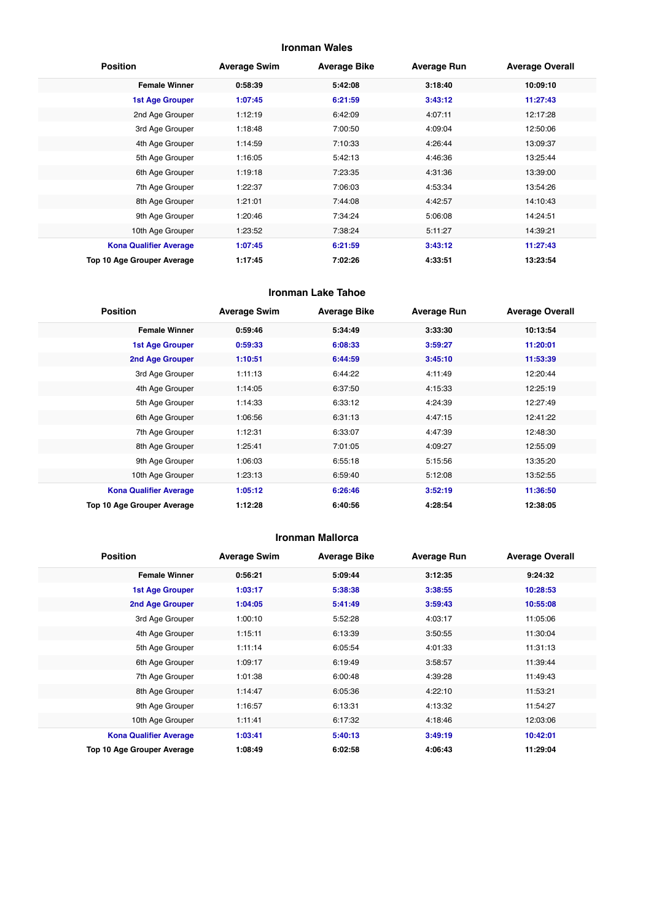## Ironman Wales

| Position | Average Swim | Average Bike | Average Run | Average Overall |
|---|---|---|---|---|
| **Female Winner** | **0:58:39** | **5:42:08** | **3:18:40** | **10:09:10** |
| **1st Age Grouper** | **1:07:45** | **6:21:59** | **3:43:12** | **11:27:43** |
| 2nd Age Grouper | 1:12:19 | 6:42:09 | 4:07:11 | 12:17:28 |
| 3rd Age Grouper | 1:18:48 | 7:00:50 | 4:09:04 | 12:50:06 |
| 4th Age Grouper | 1:14:59 | 7:10:33 | 4:26:44 | 13:09:37 |
| 5th Age Grouper | 1:16:05 | 5:42:13 | 4:46:36 | 13:25:44 |
| 6th Age Grouper | 1:19:18 | 7:23:35 | 4:31:36 | 13:39:00 |
| 7th Age Grouper | 1:22:37 | 7:06:03 | 4:53:34 | 13:54:26 |
| 8th Age Grouper | 1:21:01 | 7:44:08 | 4:42:57 | 14:10:43 |
| 9th Age Grouper | 1:20:46 | 7:34:24 | 5:06:08 | 14:24:51 |
| 10th Age Grouper | 1:23:52 | 7:38:24 | 5:11:27 | 14:39:21 |
| **Kona Qualifier Average** | **1:07:45** | **6:21:59** | **3:43:12** | **11:27:43** |
| **Top 10 Age Grouper Average** | **1:17:45** | **7:02:26** | **4:33:51** | **13:23:54** |

## Ironman Lake Tahoe

| Position | Average Swim | Average Bike | Average Run | Average Overall |
|---|---|---|---|---|
| **Female Winner** | **0:59:46** | **5:34:49** | **3:33:30** | **10:13:54** |
| **1st Age Grouper** | **0:59:33** | **6:08:33** | **3:59:27** | **11:20:01** |
| **2nd Age Grouper** | **1:10:51** | **6:44:59** | **3:45:10** | **11:53:39** |
| 3rd Age Grouper | 1:11:13 | 6:44:22 | 4:11:49 | 12:20:44 |
| 4th Age Grouper | 1:14:05 | 6:37:50 | 4:15:33 | 12:25:19 |
| 5th Age Grouper | 1:14:33 | 6:33:12 | 4:24:39 | 12:27:49 |
| 6th Age Grouper | 1:06:56 | 6:31:13 | 4:47:15 | 12:41:22 |
| 7th Age Grouper | 1:12:31 | 6:33:07 | 4:47:39 | 12:48:30 |
| 8th Age Grouper | 1:25:41 | 7:01:05 | 4:09:27 | 12:55:09 |
| 9th Age Grouper | 1:06:03 | 6:55:18 | 5:15:56 | 13:35:20 |
| 10th Age Grouper | 1:23:13 | 6:59:40 | 5:12:08 | 13:52:55 |
| **Kona Qualifier Average** | **1:05:12** | **6:26:46** | **3:52:19** | **11:36:50** |
| **Top 10 Age Grouper Average** | **1:12:28** | **6:40:56** | **4:28:54** | **12:38:05** |

## Ironman Mallorca

| Position | Average Swim | Average Bike | Average Run | Average Overall |
|---|---|---|---|---|
| **Female Winner** | **0:56:21** | **5:09:44** | **3:12:35** | **9:24:32** |
| **1st Age Grouper** | **1:03:17** | **5:38:38** | **3:38:55** | **10:28:53** |
| **2nd Age Grouper** | **1:04:05** | **5:41:49** | **3:59:43** | **10:55:08** |
| 3rd Age Grouper | 1:00:10 | 5:52:28 | 4:03:17 | 11:05:06 |
| 4th Age Grouper | 1:15:11 | 6:13:39 | 3:50:55 | 11:30:04 |
| 5th Age Grouper | 1:11:14 | 6:05:54 | 4:01:33 | 11:31:13 |
| 6th Age Grouper | 1:09:17 | 6:19:49 | 3:58:57 | 11:39:44 |
| 7th Age Grouper | 1:01:38 | 6:00:48 | 4:39:28 | 11:49:43 |
| 8th Age Grouper | 1:14:47 | 6:05:36 | 4:22:10 | 11:53:21 |
| 9th Age Grouper | 1:16:57 | 6:13:31 | 4:13:32 | 11:54:27 |
| 10th Age Grouper | 1:11:41 | 6:17:32 | 4:18:46 | 12:03:06 |
| **Kona Qualifier Average** | **1:03:41** | **5:40:13** | **3:49:19** | **10:42:01** |
| **Top 10 Age Grouper Average** | **1:08:49** | **6:02:58** | **4:06:43** | **11:29:04** |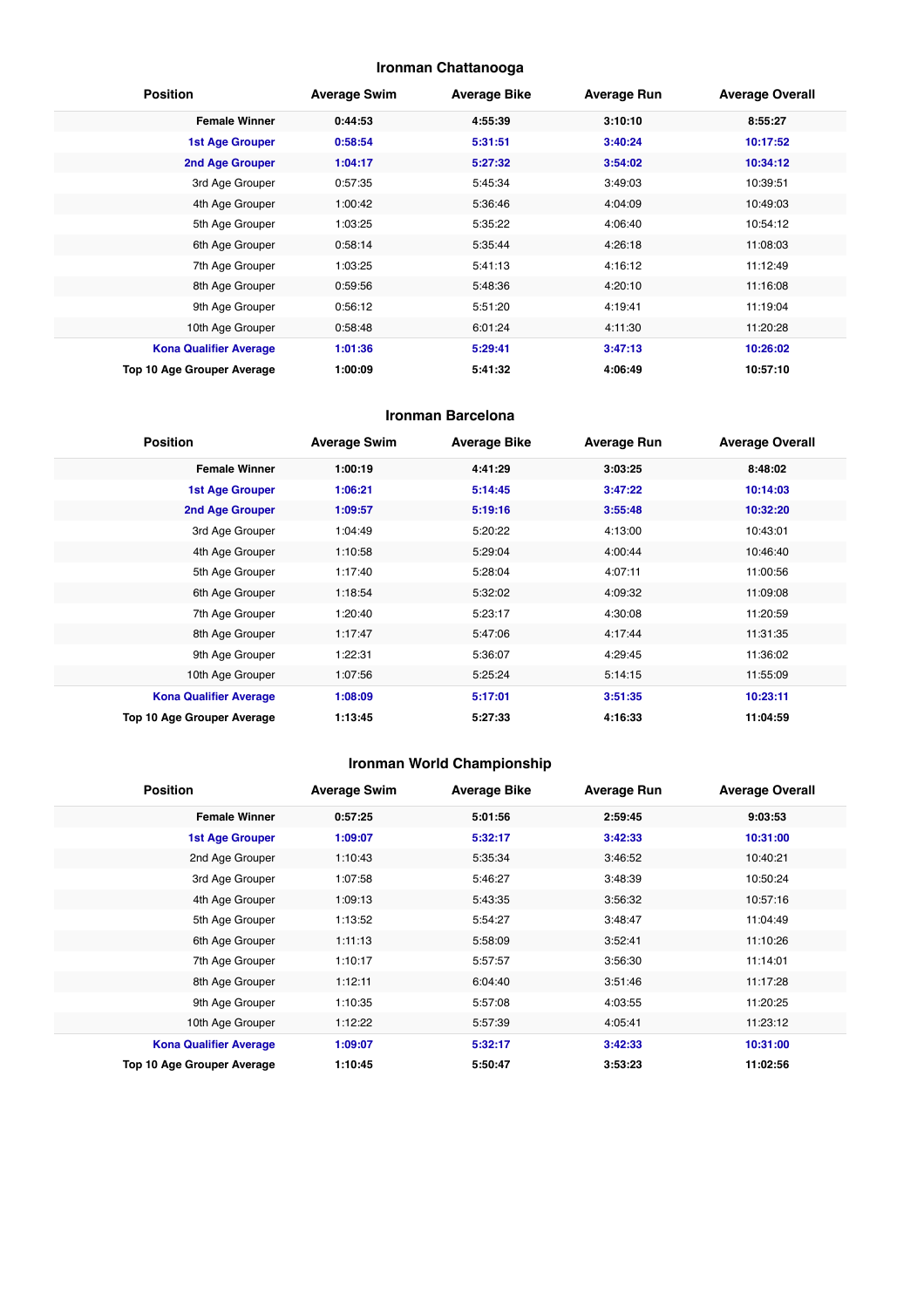## Ironman Chattanooga

| Position | Average Swim | Average Bike | Average Run | Average Overall |
|---|---|---|---|---|
| **Female Winner** | **0:44:53** | **4:55:39** | **3:10:10** | **8:55:27** |
| **1st Age Grouper** | **0:58:54** | **5:31:51** | **3:40:24** | **10:17:52** |
| **2nd Age Grouper** | **1:04:17** | **5:27:32** | **3:54:02** | **10:34:12** |
| 3rd Age Grouper | 0:57:35 | 5:45:34 | 3:49:03 | 10:39:51 |
| 4th Age Grouper | 1:00:42 | 5:36:46 | 4:04:09 | 10:49:03 |
| 5th Age Grouper | 1:03:25 | 5:35:22 | 4:06:40 | 10:54:12 |
| 6th Age Grouper | 0:58:14 | 5:35:44 | 4:26:18 | 11:08:03 |
| 7th Age Grouper | 1:03:25 | 5:41:13 | 4:16:12 | 11:12:49 |
| 8th Age Grouper | 0:59:56 | 5:48:36 | 4:20:10 | 11:16:08 |
| 9th Age Grouper | 0:56:12 | 5:51:20 | 4:19:41 | 11:19:04 |
| 10th Age Grouper | 0:58:48 | 6:01:24 | 4:11:30 | 11:20:28 |
| **Kona Qualifier Average** | **1:01:36** | **5:29:41** | **3:47:13** | **10:26:02** |
| **Top 10 Age Grouper Average** | **1:00:09** | **5:41:32** | **4:06:49** | **10:57:10** |

## Ironman Barcelona

| Position | Average Swim | Average Bike | Average Run | Average Overall |
|---|---|---|---|---|
| **Female Winner** | **1:00:19** | **4:41:29** | **3:03:25** | **8:48:02** |
| **1st Age Grouper** | **1:06:21** | **5:14:45** | **3:47:22** | **10:14:03** |
| **2nd Age Grouper** | **1:09:57** | **5:19:16** | **3:55:48** | **10:32:20** |
| 3rd Age Grouper | 1:04:49 | 5:20:22 | 4:13:00 | 10:43:01 |
| 4th Age Grouper | 1:10:58 | 5:29:04 | 4:00:44 | 10:46:40 |
| 5th Age Grouper | 1:17:40 | 5:28:04 | 4:07:11 | 11:00:56 |
| 6th Age Grouper | 1:18:54 | 5:32:02 | 4:09:32 | 11:09:08 |
| 7th Age Grouper | 1:20:40 | 5:23:17 | 4:30:08 | 11:20:59 |
| 8th Age Grouper | 1:17:47 | 5:47:06 | 4:17:44 | 11:31:35 |
| 9th Age Grouper | 1:22:31 | 5:36:07 | 4:29:45 | 11:36:02 |
| 10th Age Grouper | 1:07:56 | 5:25:24 | 5:14:15 | 11:55:09 |
| **Kona Qualifier Average** | **1:08:09** | **5:17:01** | **3:51:35** | **10:23:11** |
| **Top 10 Age Grouper Average** | **1:13:45** | **5:27:33** | **4:16:33** | **11:04:59** |

## Ironman World Championship

| Position | Average Swim | Average Bike | Average Run | Average Overall |
|---|---|---|---|---|
| **Female Winner** | **0:57:25** | **5:01:56** | **2:59:45** | **9:03:53** |
| **1st Age Grouper** | **1:09:07** | **5:32:17** | **3:42:33** | **10:31:00** |
| 2nd Age Grouper | 1:10:43 | 5:35:34 | 3:46:52 | 10:40:21 |
| 3rd Age Grouper | 1:07:58 | 5:46:27 | 3:48:39 | 10:50:24 |
| 4th Age Grouper | 1:09:13 | 5:43:35 | 3:56:32 | 10:57:16 |
| 5th Age Grouper | 1:13:52 | 5:54:27 | 3:48:47 | 11:04:49 |
| 6th Age Grouper | 1:11:13 | 5:58:09 | 3:52:41 | 11:10:26 |
| 7th Age Grouper | 1:10:17 | 5:57:57 | 3:56:30 | 11:14:01 |
| 8th Age Grouper | 1:12:11 | 6:04:40 | 3:51:46 | 11:17:28 |
| 9th Age Grouper | 1:10:35 | 5:57:08 | 4:03:55 | 11:20:25 |
| 10th Age Grouper | 1:12:22 | 5:57:39 | 4:05:41 | 11:23:12 |
| **Kona Qualifier Average** | **1:09:07** | **5:32:17** | **3:42:33** | **10:31:00** |
| **Top 10 Age Grouper Average** | **1:10:45** | **5:50:47** | **3:53:23** | **11:02:56** |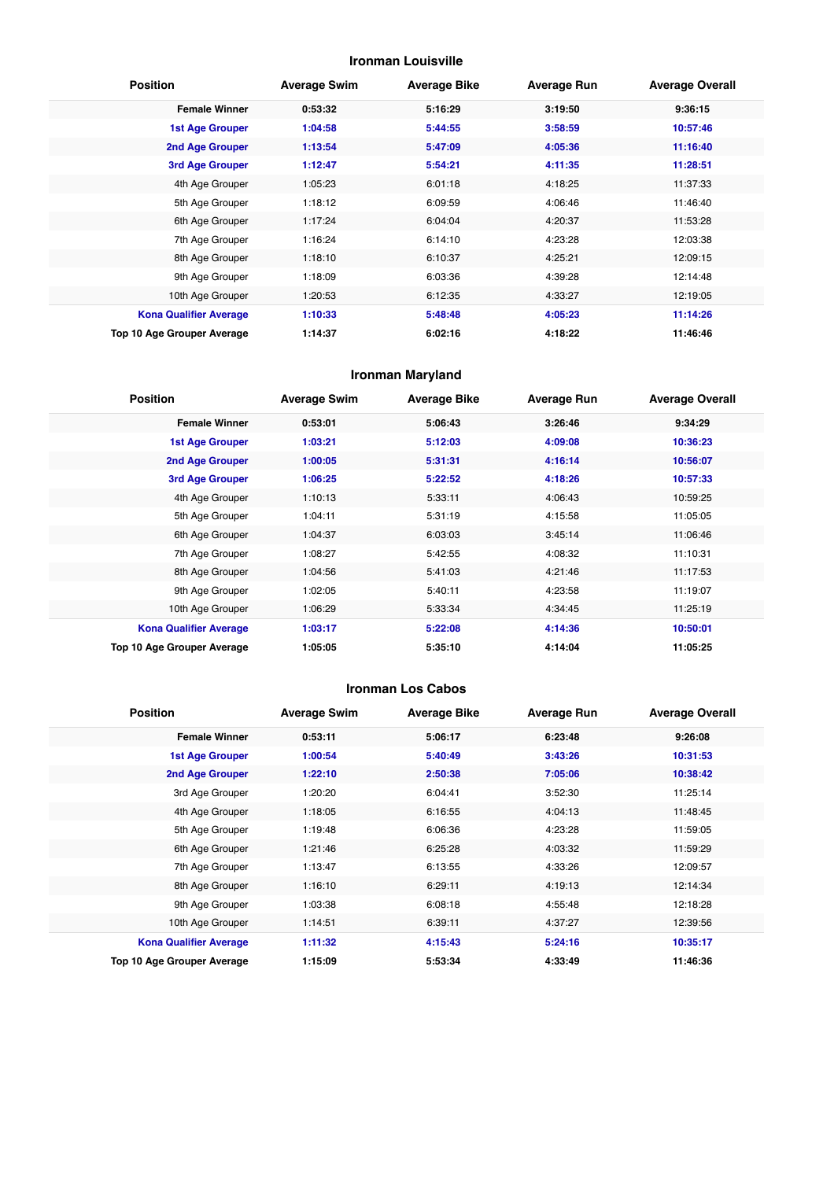## Ironman Louisville

| Position | Average Swim | Average Bike | Average Run | Average Overall |
|---|---|---|---|---|
| **Female Winner** | **0:53:32** | **5:16:29** | **3:19:50** | **9:36:15** |
| **1st Age Grouper** | **1:04:58** | **5:44:55** | **3:58:59** | **10:57:46** |
| **2nd Age Grouper** | **1:13:54** | **5:47:09** | **4:05:36** | **11:16:40** |
| **3rd Age Grouper** | **1:12:47** | **5:54:21** | **4:11:35** | **11:28:51** |
| 4th Age Grouper | 1:05:23 | 6:01:18 | 4:18:25 | 11:37:33 |
| 5th Age Grouper | 1:18:12 | 6:09:59 | 4:06:46 | 11:46:40 |
| 6th Age Grouper | 1:17:24 | 6:04:04 | 4:20:37 | 11:53:28 |
| 7th Age Grouper | 1:16:24 | 6:14:10 | 4:23:28 | 12:03:38 |
| 8th Age Grouper | 1:18:10 | 6:10:37 | 4:25:21 | 12:09:15 |
| 9th Age Grouper | 1:18:09 | 6:03:36 | 4:39:28 | 12:14:48 |
| 10th Age Grouper | 1:20:53 | 6:12:35 | 4:33:27 | 12:19:05 |
| **Kona Qualifier Average** | **1:10:33** | **5:48:48** | **4:05:23** | **11:14:26** |
| **Top 10 Age Grouper Average** | **1:14:37** | **6:02:16** | **4:18:22** | **11:46:46** |

## Ironman Maryland

| Position | Average Swim | Average Bike | Average Run | Average Overall |
|---|---|---|---|---|
| **Female Winner** | **0:53:01** | **5:06:43** | **3:26:46** | **9:34:29** |
| **1st Age Grouper** | **1:03:21** | **5:12:03** | **4:09:08** | **10:36:23** |
| **2nd Age Grouper** | **1:00:05** | **5:31:31** | **4:16:14** | **10:56:07** |
| **3rd Age Grouper** | **1:06:25** | **5:22:52** | **4:18:26** | **10:57:33** |
| 4th Age Grouper | 1:10:13 | 5:33:11 | 4:06:43 | 10:59:25 |
| 5th Age Grouper | 1:04:11 | 5:31:19 | 4:15:58 | 11:05:05 |
| 6th Age Grouper | 1:04:37 | 6:03:03 | 3:45:14 | 11:06:46 |
| 7th Age Grouper | 1:08:27 | 5:42:55 | 4:08:32 | 11:10:31 |
| 8th Age Grouper | 1:04:56 | 5:41:03 | 4:21:46 | 11:17:53 |
| 9th Age Grouper | 1:02:05 | 5:40:11 | 4:23:58 | 11:19:07 |
| 10th Age Grouper | 1:06:29 | 5:33:34 | 4:34:45 | 11:25:19 |
| **Kona Qualifier Average** | **1:03:17** | **5:22:08** | **4:14:36** | **10:50:01** |
| **Top 10 Age Grouper Average** | **1:05:05** | **5:35:10** | **4:14:04** | **11:05:25** |

## Ironman Los Cabos

| Position | Average Swim | Average Bike | Average Run | Average Overall |
|---|---|---|---|---|
| **Female Winner** | **0:53:11** | **5:06:17** | **6:23:48** | **9:26:08** |
| **1st Age Grouper** | **1:00:54** | **5:40:49** | **3:43:26** | **10:31:53** |
| **2nd Age Grouper** | **1:22:10** | **2:50:38** | **7:05:06** | **10:38:42** |
| 3rd Age Grouper | 1:20:20 | 6:04:41 | 3:52:30 | 11:25:14 |
| 4th Age Grouper | 1:18:05 | 6:16:55 | 4:04:13 | 11:48:45 |
| 5th Age Grouper | 1:19:48 | 6:06:36 | 4:23:28 | 11:59:05 |
| 6th Age Grouper | 1:21:46 | 6:25:28 | 4:03:32 | 11:59:29 |
| 7th Age Grouper | 1:13:47 | 6:13:55 | 4:33:26 | 12:09:57 |
| 8th Age Grouper | 1:16:10 | 6:29:11 | 4:19:13 | 12:14:34 |
| 9th Age Grouper | 1:03:38 | 6:08:18 | 4:55:48 | 12:18:28 |
| 10th Age Grouper | 1:14:51 | 6:39:11 | 4:37:27 | 12:39:56 |
| **Kona Qualifier Average** | **1:11:32** | **4:15:43** | **5:24:16** | **10:35:17** |
| **Top 10 Age Grouper Average** | **1:15:09** | **5:53:34** | **4:33:49** | **11:46:36** |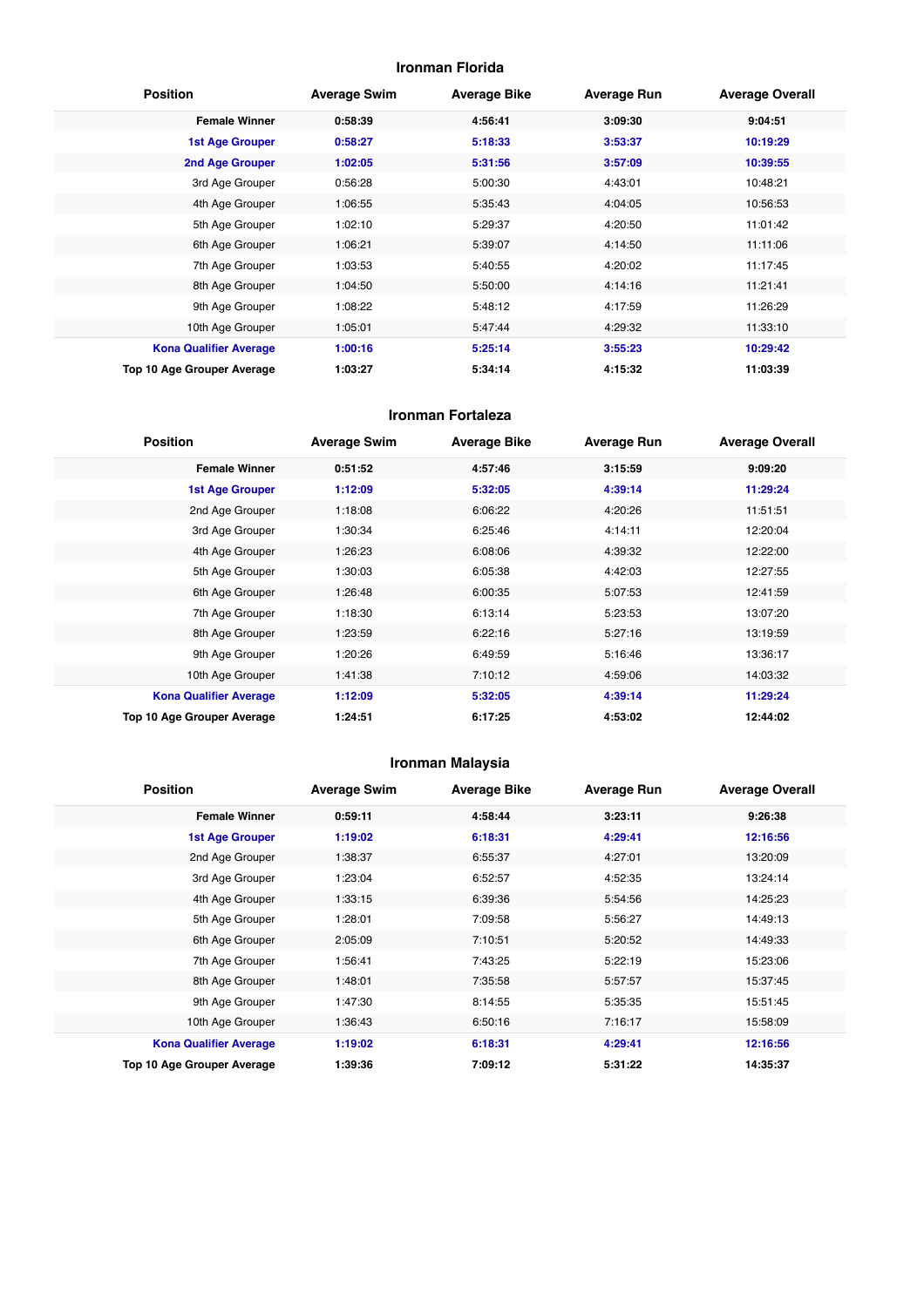## Ironman Florida

| Position | Average Swim | Average Bike | Average Run | Average Overall |
|---|---|---|---|---|
| **Female Winner** | **0:58:39** | **4:56:41** | **3:09:30** | **9:04:51** |
| **1st Age Grouper** | **0:58:27** | **5:18:33** | **3:53:37** | **10:19:29** |
| **2nd Age Grouper** | **1:02:05** | **5:31:56** | **3:57:09** | **10:39:55** |
| 3rd Age Grouper | 0:56:28 | 5:00:30 | 4:43:01 | 10:48:21 |
| 4th Age Grouper | 1:06:55 | 5:35:43 | 4:04:05 | 10:56:53 |
| 5th Age Grouper | 1:02:10 | 5:29:37 | 4:20:50 | 11:01:42 |
| 6th Age Grouper | 1:06:21 | 5:39:07 | 4:14:50 | 11:11:06 |
| 7th Age Grouper | 1:03:53 | 5:40:55 | 4:20:02 | 11:17:45 |
| 8th Age Grouper | 1:04:50 | 5:50:00 | 4:14:16 | 11:21:41 |
| 9th Age Grouper | 1:08:22 | 5:48:12 | 4:17:59 | 11:26:29 |
| 10th Age Grouper | 1:05:01 | 5:47:44 | 4:29:32 | 11:33:10 |
| **Kona Qualifier Average** | **1:00:16** | **5:25:14** | **3:55:23** | **10:29:42** |
| **Top 10 Age Grouper Average** | **1:03:27** | **5:34:14** | **4:15:32** | **11:03:39** |

## Ironman Fortaleza

| Position | Average Swim | Average Bike | Average Run | Average Overall |
|---|---|---|---|---|
| **Female Winner** | **0:51:52** | **4:57:46** | **3:15:59** | **9:09:20** |
| **1st Age Grouper** | **1:12:09** | **5:32:05** | **4:39:14** | **11:29:24** |
| 2nd Age Grouper | 1:18:08 | 6:06:22 | 4:20:26 | 11:51:51 |
| 3rd Age Grouper | 1:30:34 | 6:25:46 | 4:14:11 | 12:20:04 |
| 4th Age Grouper | 1:26:23 | 6:08:06 | 4:39:32 | 12:22:00 |
| 5th Age Grouper | 1:30:03 | 6:05:38 | 4:42:03 | 12:27:55 |
| 6th Age Grouper | 1:26:48 | 6:00:35 | 5:07:53 | 12:41:59 |
| 7th Age Grouper | 1:18:30 | 6:13:14 | 5:23:53 | 13:07:20 |
| 8th Age Grouper | 1:23:59 | 6:22:16 | 5:27:16 | 13:19:59 |
| 9th Age Grouper | 1:20:26 | 6:49:59 | 5:16:46 | 13:36:17 |
| 10th Age Grouper | 1:41:38 | 7:10:12 | 4:59:06 | 14:03:32 |
| **Kona Qualifier Average** | **1:12:09** | **5:32:05** | **4:39:14** | **11:29:24** |
| **Top 10 Age Grouper Average** | **1:24:51** | **6:17:25** | **4:53:02** | **12:44:02** |

## Ironman Malaysia

| Position | Average Swim | Average Bike | Average Run | Average Overall |
|---|---|---|---|---|
| **Female Winner** | **0:59:11** | **4:58:44** | **3:23:11** | **9:26:38** |
| **1st Age Grouper** | **1:19:02** | **6:18:31** | **4:29:41** | **12:16:56** |
| 2nd Age Grouper | 1:38:37 | 6:55:37 | 4:27:01 | 13:20:09 |
| 3rd Age Grouper | 1:23:04 | 6:52:57 | 4:52:35 | 13:24:14 |
| 4th Age Grouper | 1:33:15 | 6:39:36 | 5:54:56 | 14:25:23 |
| 5th Age Grouper | 1:28:01 | 7:09:58 | 5:56:27 | 14:49:13 |
| 6th Age Grouper | 2:05:09 | 7:10:51 | 5:20:52 | 14:49:33 |
| 7th Age Grouper | 1:56:41 | 7:43:25 | 5:22:19 | 15:23:06 |
| 8th Age Grouper | 1:48:01 | 7:35:58 | 5:57:57 | 15:37:45 |
| 9th Age Grouper | 1:47:30 | 8:14:55 | 5:35:35 | 15:51:45 |
| 10th Age Grouper | 1:36:43 | 6:50:16 | 7:16:17 | 15:58:09 |
| **Kona Qualifier Average** | **1:19:02** | **6:18:31** | **4:29:41** | **12:16:56** |
| **Top 10 Age Grouper Average** | **1:39:36** | **7:09:12** | **5:31:22** | **14:35:37** |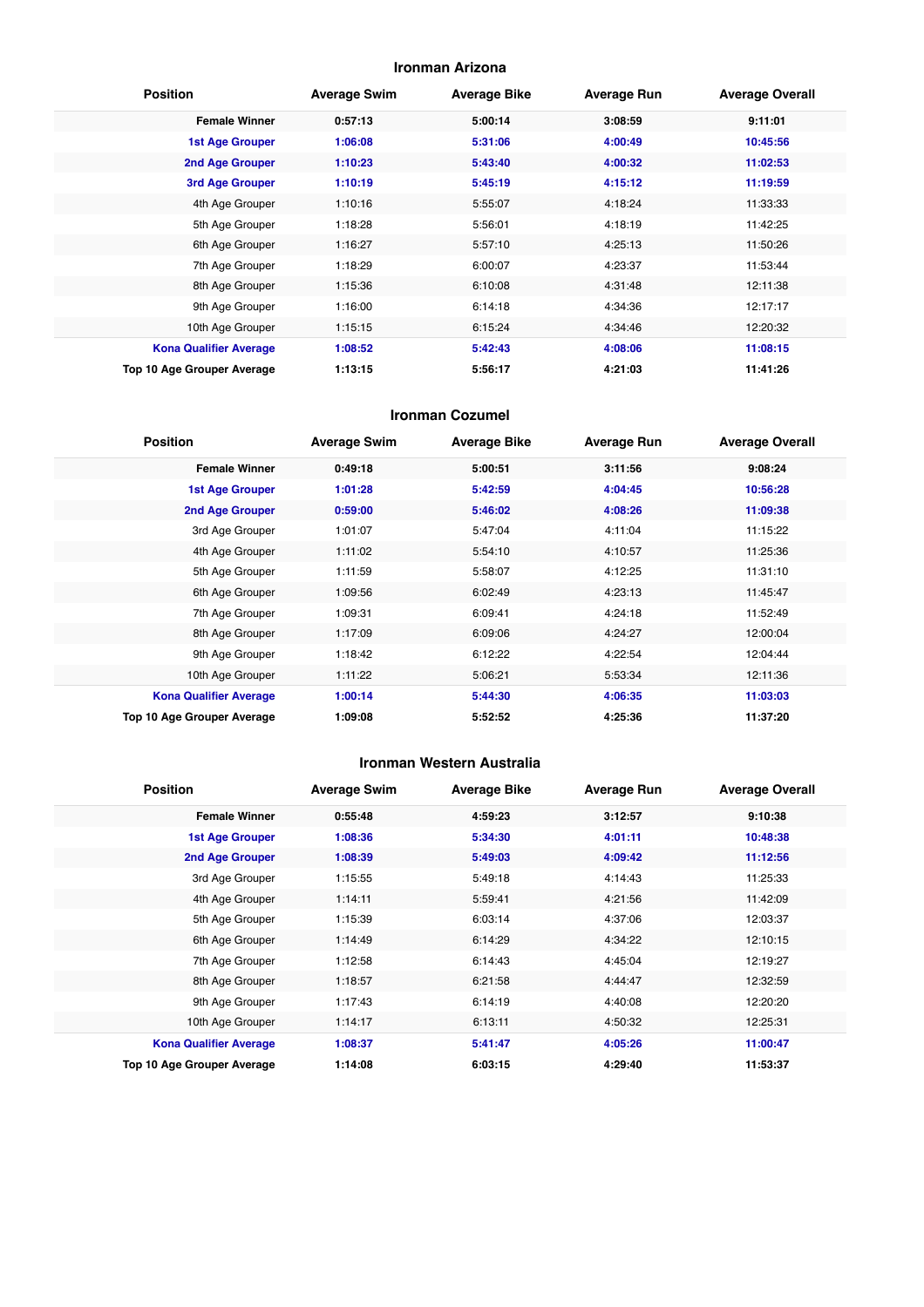### Ironman Arizona

| Position | Average Swim | Average Bike | Average Run | Average Overall |
|---|---|---|---|---|
| **Female Winner** | **0:57:13** | **5:00:14** | **3:08:59** | **9:11:01** |
| **1st Age Grouper** | **1:06:08** | **5:31:06** | **4:00:49** | **10:45:56** |
| **2nd Age Grouper** | **1:10:23** | **5:43:40** | **4:00:32** | **11:02:53** |
| **3rd Age Grouper** | **1:10:19** | **5:45:19** | **4:15:12** | **11:19:59** |
| 4th Age Grouper | 1:10:16 | 5:55:07 | 4:18:24 | 11:33:33 |
| 5th Age Grouper | 1:18:28 | 5:56:01 | 4:18:19 | 11:42:25 |
| 6th Age Grouper | 1:16:27 | 5:57:10 | 4:25:13 | 11:50:26 |
| 7th Age Grouper | 1:18:29 | 6:00:07 | 4:23:37 | 11:53:44 |
| 8th Age Grouper | 1:15:36 | 6:10:08 | 4:31:48 | 12:11:38 |
| 9th Age Grouper | 1:16:00 | 6:14:18 | 4:34:36 | 12:17:17 |
| 10th Age Grouper | 1:15:15 | 6:15:24 | 4:34:46 | 12:20:32 |
| **Kona Qualifier Average** | **1:08:52** | **5:42:43** | **4:08:06** | **11:08:15** |
| **Top 10 Age Grouper Average** | **1:13:15** | **5:56:17** | **4:21:03** | **11:41:26** |

### Ironman Cozumel

| Position | Average Swim | Average Bike | Average Run | Average Overall |
|---|---|---|---|---|
| **Female Winner** | **0:49:18** | **5:00:51** | **3:11:56** | **9:08:24** |
| **1st Age Grouper** | **1:01:28** | **5:42:59** | **4:04:45** | **10:56:28** |
| **2nd Age Grouper** | **0:59:00** | **5:46:02** | **4:08:26** | **11:09:38** |
| 3rd Age Grouper | 1:01:07 | 5:47:04 | 4:11:04 | 11:15:22 |
| 4th Age Grouper | 1:11:02 | 5:54:10 | 4:10:57 | 11:25:36 |
| 5th Age Grouper | 1:11:59 | 5:58:07 | 4:12:25 | 11:31:10 |
| 6th Age Grouper | 1:09:56 | 6:02:49 | 4:23:13 | 11:45:47 |
| 7th Age Grouper | 1:09:31 | 6:09:41 | 4:24:18 | 11:52:49 |
| 8th Age Grouper | 1:17:09 | 6:09:06 | 4:24:27 | 12:00:04 |
| 9th Age Grouper | 1:18:42 | 6:12:22 | 4:22:54 | 12:04:44 |
| 10th Age Grouper | 1:11:22 | 5:06:21 | 5:53:34 | 12:11:36 |
| **Kona Qualifier Average** | **1:00:14** | **5:44:30** | **4:06:35** | **11:03:03** |
| **Top 10 Age Grouper Average** | **1:09:08** | **5:52:52** | **4:25:36** | **11:37:20** |

### Ironman Western Australia

| Position | Average Swim | Average Bike | Average Run | Average Overall |
|---|---|---|---|---|
| **Female Winner** | **0:55:48** | **4:59:23** | **3:12:57** | **9:10:38** |
| **1st Age Grouper** | **1:08:36** | **5:34:30** | **4:01:11** | **10:48:38** |
| **2nd Age Grouper** | **1:08:39** | **5:49:03** | **4:09:42** | **11:12:56** |
| 3rd Age Grouper | 1:15:55 | 5:49:18 | 4:14:43 | 11:25:33 |
| 4th Age Grouper | 1:14:11 | 5:59:41 | 4:21:56 | 11:42:09 |
| 5th Age Grouper | 1:15:39 | 6:03:14 | 4:37:06 | 12:03:37 |
| 6th Age Grouper | 1:14:49 | 6:14:29 | 4:34:22 | 12:10:15 |
| 7th Age Grouper | 1:12:58 | 6:14:43 | 4:45:04 | 12:19:27 |
| 8th Age Grouper | 1:18:57 | 6:21:58 | 4:44:47 | 12:32:59 |
| 9th Age Grouper | 1:17:43 | 6:14:19 | 4:40:08 | 12:20:20 |
| 10th Age Grouper | 1:14:17 | 6:13:11 | 4:50:32 | 12:25:31 |
| **Kona Qualifier Average** | **1:08:37** | **5:41:47** | **4:05:26** | **11:00:47** |
| **Top 10 Age Grouper Average** | **1:14:08** | **6:03:15** | **4:29:40** | **11:53:37** |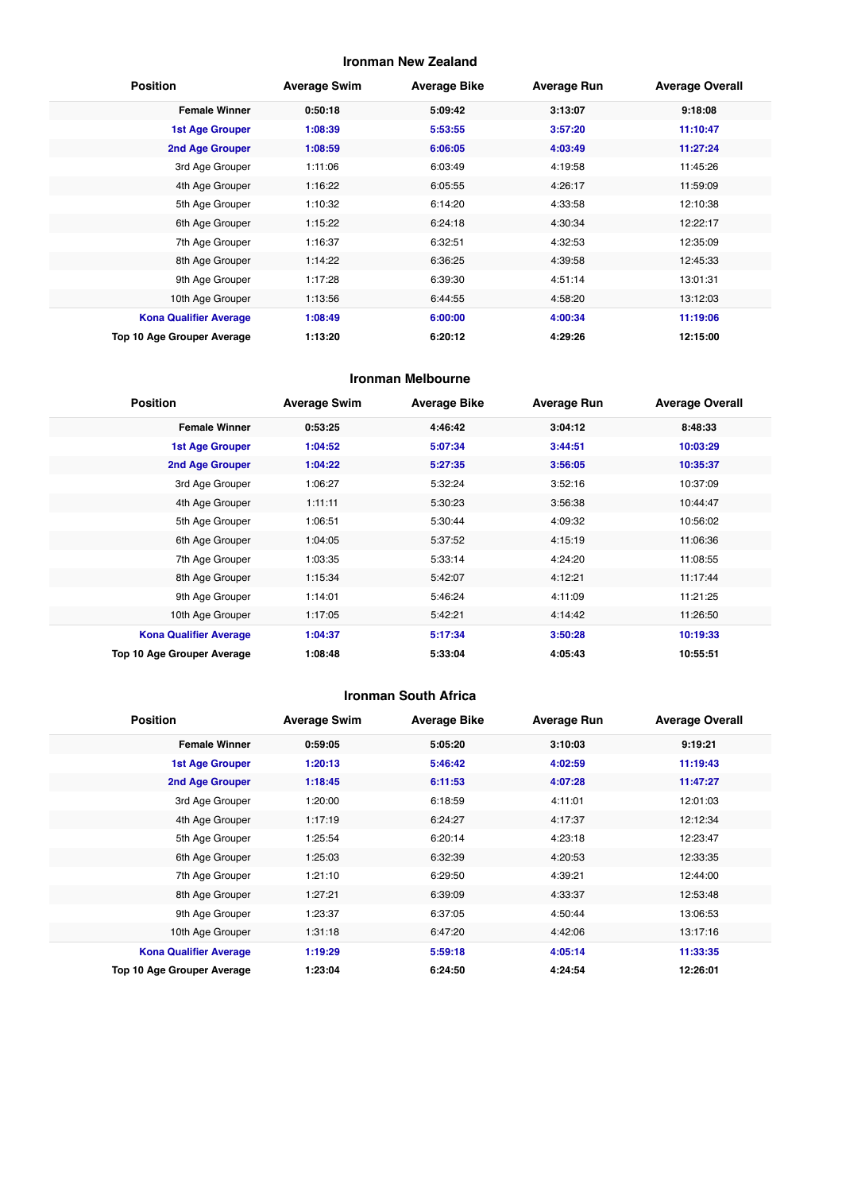### Ironman New Zealand

| Position | Average Swim | Average Bike | Average Run | Average Overall |
|---|---|---|---|---|
| **Female Winner** | **0:50:18** | **5:09:42** | **3:13:07** | **9:18:08** |
| **1st Age Grouper** | **1:08:39** | **5:53:55** | **3:57:20** | **11:10:47** |
| **2nd Age Grouper** | **1:08:59** | **6:06:05** | **4:03:49** | **11:27:24** |
| 3rd Age Grouper | 1:11:06 | 6:03:49 | 4:19:58 | 11:45:26 |
| 4th Age Grouper | 1:16:22 | 6:05:55 | 4:26:17 | 11:59:09 |
| 5th Age Grouper | 1:10:32 | 6:14:20 | 4:33:58 | 12:10:38 |
| 6th Age Grouper | 1:15:22 | 6:24:18 | 4:30:34 | 12:22:17 |
| 7th Age Grouper | 1:16:37 | 6:32:51 | 4:32:53 | 12:35:09 |
| 8th Age Grouper | 1:14:22 | 6:36:25 | 4:39:58 | 12:45:33 |
| 9th Age Grouper | 1:17:28 | 6:39:30 | 4:51:14 | 13:01:31 |
| 10th Age Grouper | 1:13:56 | 6:44:55 | 4:58:20 | 13:12:03 |
| **Kona Qualifier Average** | **1:08:49** | **6:00:00** | **4:00:34** | **11:19:06** |
| **Top 10 Age Grouper Average** | **1:13:20** | **6:20:12** | **4:29:26** | **12:15:00** |

### Ironman Melbourne

| Position | Average Swim | Average Bike | Average Run | Average Overall |
|---|---|---|---|---|
| **Female Winner** | **0:53:25** | **4:46:42** | **3:04:12** | **8:48:33** |
| **1st Age Grouper** | **1:04:52** | **5:07:34** | **3:44:51** | **10:03:29** |
| **2nd Age Grouper** | **1:04:22** | **5:27:35** | **3:56:05** | **10:35:37** |
| 3rd Age Grouper | 1:06:27 | 5:32:24 | 3:52:16 | 10:37:09 |
| 4th Age Grouper | 1:11:11 | 5:30:23 | 3:56:38 | 10:44:47 |
| 5th Age Grouper | 1:06:51 | 5:30:44 | 4:09:32 | 10:56:02 |
| 6th Age Grouper | 1:04:05 | 5:37:52 | 4:15:19 | 11:06:36 |
| 7th Age Grouper | 1:03:35 | 5:33:14 | 4:24:20 | 11:08:55 |
| 8th Age Grouper | 1:15:34 | 5:42:07 | 4:12:21 | 11:17:44 |
| 9th Age Grouper | 1:14:01 | 5:46:24 | 4:11:09 | 11:21:25 |
| 10th Age Grouper | 1:17:05 | 5:42:21 | 4:14:42 | 11:26:50 |
| **Kona Qualifier Average** | **1:04:37** | **5:17:34** | **3:50:28** | **10:19:33** |
| **Top 10 Age Grouper Average** | **1:08:48** | **5:33:04** | **4:05:43** | **10:55:51** |

### Ironman South Africa

| Position | Average Swim | Average Bike | Average Run | Average Overall |
|---|---|---|---|---|
| **Female Winner** | **0:59:05** | **5:05:20** | **3:10:03** | **9:19:21** |
| **1st Age Grouper** | **1:20:13** | **5:46:42** | **4:02:59** | **11:19:43** |
| **2nd Age Grouper** | **1:18:45** | **6:11:53** | **4:07:28** | **11:47:27** |
| 3rd Age Grouper | 1:20:00 | 6:18:59 | 4:11:01 | 12:01:03 |
| 4th Age Grouper | 1:17:19 | 6:24:27 | 4:17:37 | 12:12:34 |
| 5th Age Grouper | 1:25:54 | 6:20:14 | 4:23:18 | 12:23:47 |
| 6th Age Grouper | 1:25:03 | 6:32:39 | 4:20:53 | 12:33:35 |
| 7th Age Grouper | 1:21:10 | 6:29:50 | 4:39:21 | 12:44:00 |
| 8th Age Grouper | 1:27:21 | 6:39:09 | 4:33:37 | 12:53:48 |
| 9th Age Grouper | 1:23:37 | 6:37:05 | 4:50:44 | 13:06:53 |
| 10th Age Grouper | 1:31:18 | 6:47:20 | 4:42:06 | 13:17:16 |
| **Kona Qualifier Average** | **1:19:29** | **5:59:18** | **4:05:14** | **11:33:35** |
| **Top 10 Age Grouper Average** | **1:23:04** | **6:24:50** | **4:24:54** | **12:26:01** |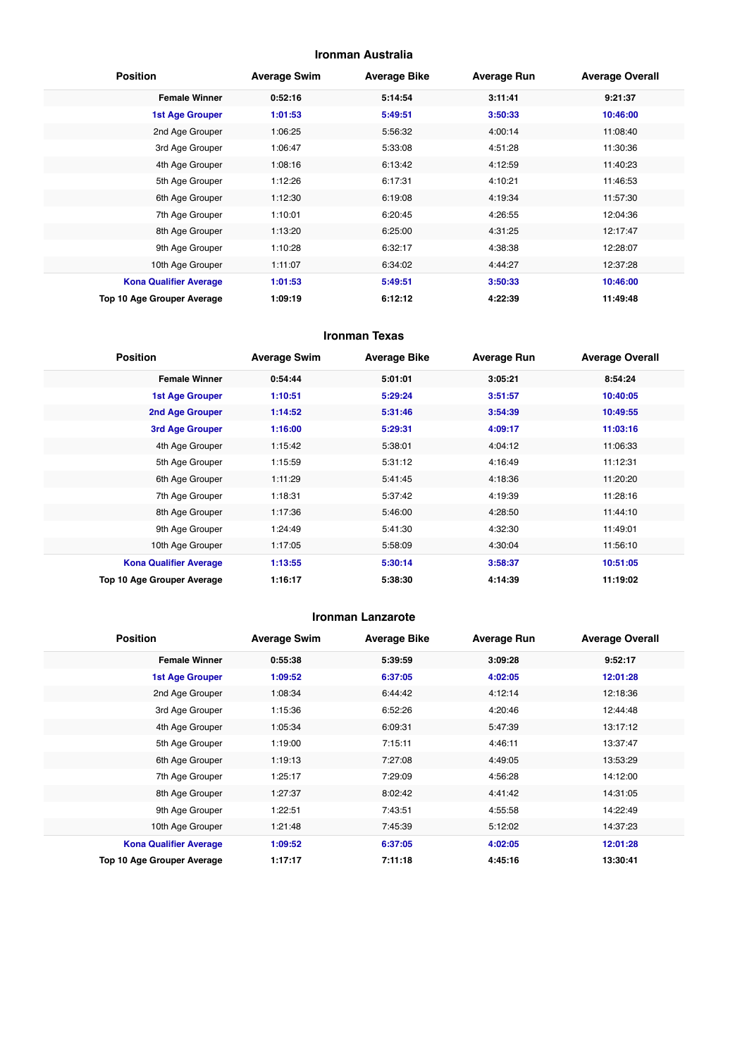## Ironman Australia

| Position | Average Swim | Average Bike | Average Run | Average Overall |
|---|---|---|---|---|
| **Female Winner** | **0:52:16** | **5:14:54** | **3:11:41** | **9:21:37** |
| **1st Age Grouper** | **1:01:53** | **5:49:51** | **3:50:33** | **10:46:00** |
| 2nd Age Grouper | 1:06:25 | 5:56:32 | 4:00:14 | 11:08:40 |
| 3rd Age Grouper | 1:06:47 | 5:33:08 | 4:51:28 | 11:30:36 |
| 4th Age Grouper | 1:08:16 | 6:13:42 | 4:12:59 | 11:40:23 |
| 5th Age Grouper | 1:12:26 | 6:17:31 | 4:10:21 | 11:46:53 |
| 6th Age Grouper | 1:12:30 | 6:19:08 | 4:19:34 | 11:57:30 |
| 7th Age Grouper | 1:10:01 | 6:20:45 | 4:26:55 | 12:04:36 |
| 8th Age Grouper | 1:13:20 | 6:25:00 | 4:31:25 | 12:17:47 |
| 9th Age Grouper | 1:10:28 | 6:32:17 | 4:38:38 | 12:28:07 |
| 10th Age Grouper | 1:11:07 | 6:34:02 | 4:44:27 | 12:37:28 |
| **Kona Qualifier Average** | **1:01:53** | **5:49:51** | **3:50:33** | **10:46:00** |
| **Top 10 Age Grouper Average** | **1:09:19** | **6:12:12** | **4:22:39** | **11:49:48** |

## Ironman Texas

| Position | Average Swim | Average Bike | Average Run | Average Overall |
|---|---|---|---|---|
| **Female Winner** | **0:54:44** | **5:01:01** | **3:05:21** | **8:54:24** |
| **1st Age Grouper** | **1:10:51** | **5:29:24** | **3:51:57** | **10:40:05** |
| **2nd Age Grouper** | **1:14:52** | **5:31:46** | **3:54:39** | **10:49:55** |
| **3rd Age Grouper** | **1:16:00** | **5:29:31** | **4:09:17** | **11:03:16** |
| 4th Age Grouper | 1:15:42 | 5:38:01 | 4:04:12 | 11:06:33 |
| 5th Age Grouper | 1:15:59 | 5:31:12 | 4:16:49 | 11:12:31 |
| 6th Age Grouper | 1:11:29 | 5:41:45 | 4:18:36 | 11:20:20 |
| 7th Age Grouper | 1:18:31 | 5:37:42 | 4:19:39 | 11:28:16 |
| 8th Age Grouper | 1:17:36 | 5:46:00 | 4:28:50 | 11:44:10 |
| 9th Age Grouper | 1:24:49 | 5:41:30 | 4:32:30 | 11:49:01 |
| 10th Age Grouper | 1:17:05 | 5:58:09 | 4:30:04 | 11:56:10 |
| **Kona Qualifier Average** | **1:13:55** | **5:30:14** | **3:58:37** | **10:51:05** |
| **Top 10 Age Grouper Average** | **1:16:17** | **5:38:30** | **4:14:39** | **11:19:02** |

## Ironman Lanzarote

| Position | Average Swim | Average Bike | Average Run | Average Overall |
|---|---|---|---|---|
| **Female Winner** | **0:55:38** | **5:39:59** | **3:09:28** | **9:52:17** |
| **1st Age Grouper** | **1:09:52** | **6:37:05** | **4:02:05** | **12:01:28** |
| 2nd Age Grouper | 1:08:34 | 6:44:42 | 4:12:14 | 12:18:36 |
| 3rd Age Grouper | 1:15:36 | 6:52:26 | 4:20:46 | 12:44:48 |
| 4th Age Grouper | 1:05:34 | 6:09:31 | 5:47:39 | 13:17:12 |
| 5th Age Grouper | 1:19:00 | 7:15:11 | 4:46:11 | 13:37:47 |
| 6th Age Grouper | 1:19:13 | 7:27:08 | 4:49:05 | 13:53:29 |
| 7th Age Grouper | 1:25:17 | 7:29:09 | 4:56:28 | 14:12:00 |
| 8th Age Grouper | 1:27:37 | 8:02:42 | 4:41:42 | 14:31:05 |
| 9th Age Grouper | 1:22:51 | 7:43:51 | 4:55:58 | 14:22:49 |
| 10th Age Grouper | 1:21:48 | 7:45:39 | 5:12:02 | 14:37:23 |
| **Kona Qualifier Average** | **1:09:52** | **6:37:05** | **4:02:05** | **12:01:28** |
| **Top 10 Age Grouper Average** | **1:17:17** | **7:11:18** | **4:45:16** | **13:30:41** |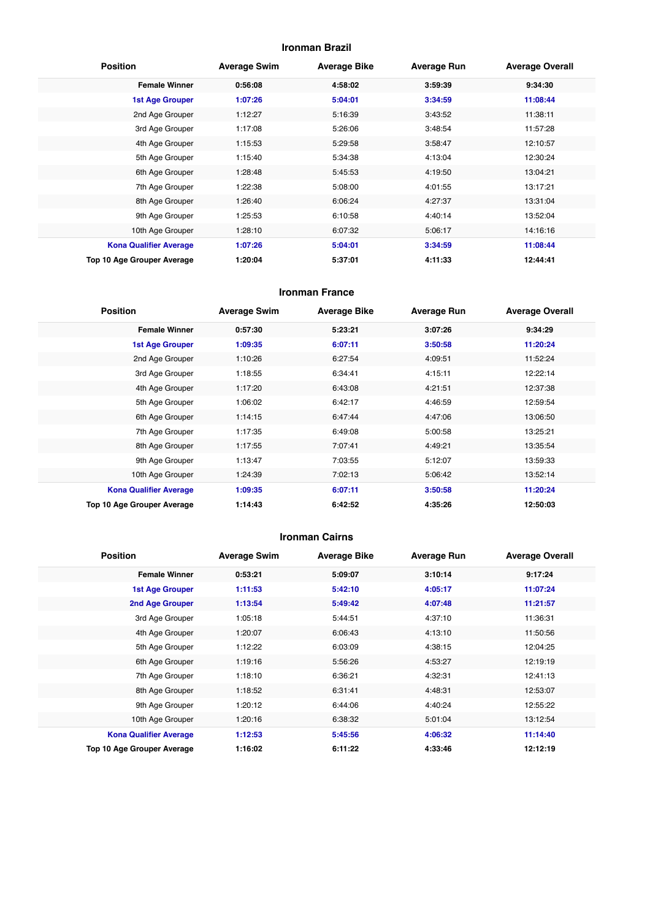### Ironman Brazil

| Position | Average Swim | Average Bike | Average Run | Average Overall |
|---|---|---|---|---|
| **Female Winner** | **0:56:08** | **4:58:02** | **3:59:39** | **9:34:30** |
| **1st Age Grouper** | **1:07:26** | **5:04:01** | **3:34:59** | **11:08:44** |
| 2nd Age Grouper | 1:12:27 | 5:16:39 | 3:43:52 | 11:38:11 |
| 3rd Age Grouper | 1:17:08 | 5:26:06 | 3:48:54 | 11:57:28 |
| 4th Age Grouper | 1:15:53 | 5:29:58 | 3:58:47 | 12:10:57 |
| 5th Age Grouper | 1:15:40 | 5:34:38 | 4:13:04 | 12:30:24 |
| 6th Age Grouper | 1:28:48 | 5:45:53 | 4:19:50 | 13:04:21 |
| 7th Age Grouper | 1:22:38 | 5:08:00 | 4:01:55 | 13:17:21 |
| 8th Age Grouper | 1:26:40 | 6:06:24 | 4:27:37 | 13:31:04 |
| 9th Age Grouper | 1:25:53 | 6:10:58 | 4:40:14 | 13:52:04 |
| 10th Age Grouper | 1:28:10 | 6:07:32 | 5:06:17 | 14:16:16 |
| **Kona Qualifier Average** | **1:07:26** | **5:04:01** | **3:34:59** | **11:08:44** |
| **Top 10 Age Grouper Average** | **1:20:04** | **5:37:01** | **4:11:33** | **12:44:41** |

### Ironman France

| Position | Average Swim | Average Bike | Average Run | Average Overall |
|---|---|---|---|---|
| **Female Winner** | **0:57:30** | **5:23:21** | **3:07:26** | **9:34:29** |
| **1st Age Grouper** | **1:09:35** | **6:07:11** | **3:50:58** | **11:20:24** |
| 2nd Age Grouper | 1:10:26 | 6:27:54 | 4:09:51 | 11:52:24 |
| 3rd Age Grouper | 1:18:55 | 6:34:41 | 4:15:11 | 12:22:14 |
| 4th Age Grouper | 1:17:20 | 6:43:08 | 4:21:51 | 12:37:38 |
| 5th Age Grouper | 1:06:02 | 6:42:17 | 4:46:59 | 12:59:54 |
| 6th Age Grouper | 1:14:15 | 6:47:44 | 4:47:06 | 13:06:50 |
| 7th Age Grouper | 1:17:35 | 6:49:08 | 5:00:58 | 13:25:21 |
| 8th Age Grouper | 1:17:55 | 7:07:41 | 4:49:21 | 13:35:54 |
| 9th Age Grouper | 1:13:47 | 7:03:55 | 5:12:07 | 13:59:33 |
| 10th Age Grouper | 1:24:39 | 7:02:13 | 5:06:42 | 13:52:14 |
| **Kona Qualifier Average** | **1:09:35** | **6:07:11** | **3:50:58** | **11:20:24** |
| **Top 10 Age Grouper Average** | **1:14:43** | **6:42:52** | **4:35:26** | **12:50:03** |

### Ironman Cairns

| Position | Average Swim | Average Bike | Average Run | Average Overall |
|---|---|---|---|---|
| **Female Winner** | **0:53:21** | **5:09:07** | **3:10:14** | **9:17:24** |
| **1st Age Grouper** | **1:11:53** | **5:42:10** | **4:05:17** | **11:07:24** |
| **2nd Age Grouper** | **1:13:54** | **5:49:42** | **4:07:48** | **11:21:57** |
| 3rd Age Grouper | 1:05:18 | 5:44:51 | 4:37:10 | 11:36:31 |
| 4th Age Grouper | 1:20:07 | 6:06:43 | 4:13:10 | 11:50:56 |
| 5th Age Grouper | 1:12:22 | 6:03:09 | 4:38:15 | 12:04:25 |
| 6th Age Grouper | 1:19:16 | 5:56:26 | 4:53:27 | 12:19:19 |
| 7th Age Grouper | 1:18:10 | 6:36:21 | 4:32:31 | 12:41:13 |
| 8th Age Grouper | 1:18:52 | 6:31:41 | 4:48:31 | 12:53:07 |
| 9th Age Grouper | 1:20:12 | 6:44:06 | 4:40:24 | 12:55:22 |
| 10th Age Grouper | 1:20:16 | 6:38:32 | 5:01:04 | 13:12:54 |
| **Kona Qualifier Average** | **1:12:53** | **5:45:56** | **4:06:32** | **11:14:40** |
| **Top 10 Age Grouper Average** | **1:16:02** | **6:11:22** | **4:33:46** | **12:12:19** |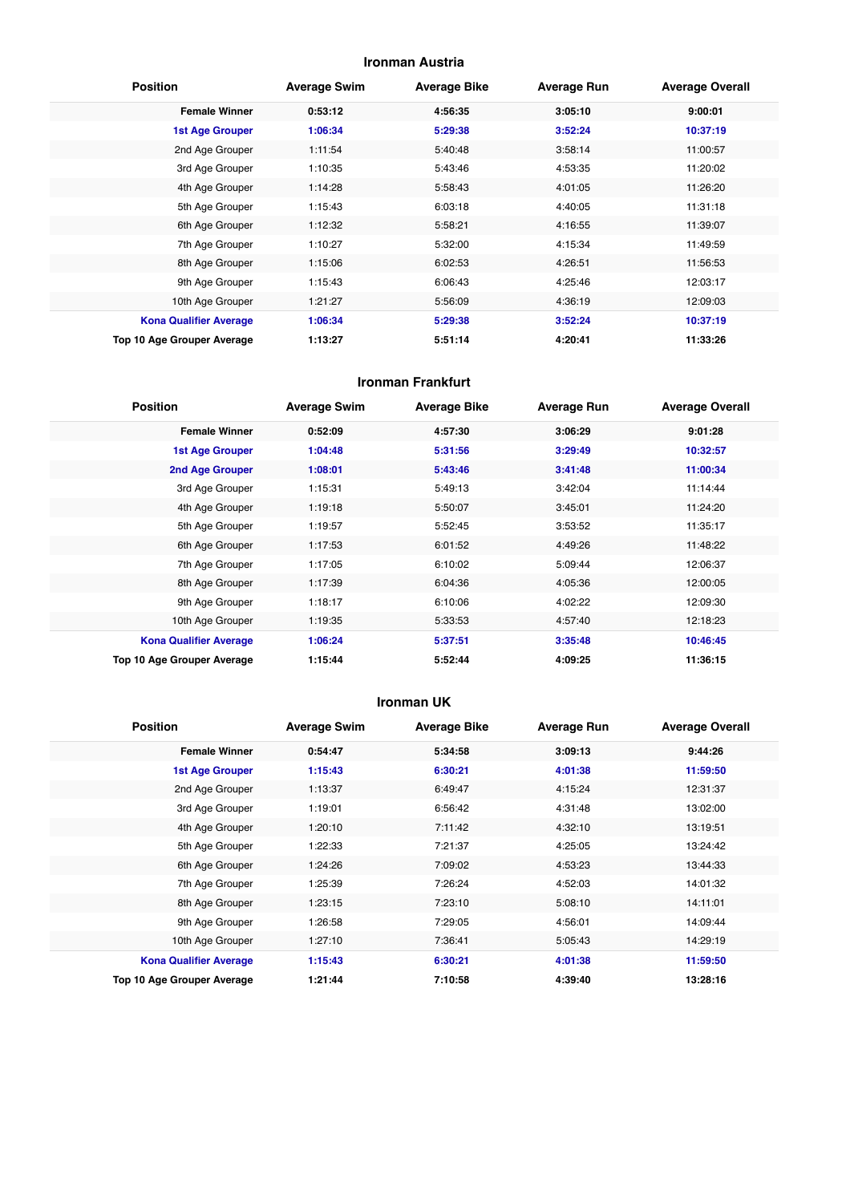## Ironman Austria

| Position | Average Swim | Average Bike | Average Run | Average Overall |
|---|---|---|---|---|
| **Female Winner** | **0:53:12** | **4:56:35** | **3:05:10** | **9:00:01** |
| **1st Age Grouper** | **1:06:34** | **5:29:38** | **3:52:24** | **10:37:19** |
| 2nd Age Grouper | 1:11:54 | 5:40:48 | 3:58:14 | 11:00:57 |
| 3rd Age Grouper | 1:10:35 | 5:43:46 | 4:53:35 | 11:20:02 |
| 4th Age Grouper | 1:14:28 | 5:58:43 | 4:01:05 | 11:26:20 |
| 5th Age Grouper | 1:15:43 | 6:03:18 | 4:40:05 | 11:31:18 |
| 6th Age Grouper | 1:12:32 | 5:58:21 | 4:16:55 | 11:39:07 |
| 7th Age Grouper | 1:10:27 | 5:32:00 | 4:15:34 | 11:49:59 |
| 8th Age Grouper | 1:15:06 | 6:02:53 | 4:26:51 | 11:56:53 |
| 9th Age Grouper | 1:15:43 | 6:06:43 | 4:25:46 | 12:03:17 |
| 10th Age Grouper | 1:21:27 | 5:56:09 | 4:36:19 | 12:09:03 |
| **Kona Qualifier Average** | **1:06:34** | **5:29:38** | **3:52:24** | **10:37:19** |
| **Top 10 Age Grouper Average** | **1:13:27** | **5:51:14** | **4:20:41** | **11:33:26** |

## Ironman Frankfurt

| Position | Average Swim | Average Bike | Average Run | Average Overall |
|---|---|---|---|---|
| **Female Winner** | **0:52:09** | **4:57:30** | **3:06:29** | **9:01:28** |
| **1st Age Grouper** | **1:04:48** | **5:31:56** | **3:29:49** | **10:32:57** |
| **2nd Age Grouper** | **1:08:01** | **5:43:46** | **3:41:48** | **11:00:34** |
| 3rd Age Grouper | 1:15:31 | 5:49:13 | 3:42:04 | 11:14:44 |
| 4th Age Grouper | 1:19:18 | 5:50:07 | 3:45:01 | 11:24:20 |
| 5th Age Grouper | 1:19:57 | 5:52:45 | 3:53:52 | 11:35:17 |
| 6th Age Grouper | 1:17:53 | 6:01:52 | 4:49:26 | 11:48:22 |
| 7th Age Grouper | 1:17:05 | 6:10:02 | 5:09:44 | 12:06:37 |
| 8th Age Grouper | 1:17:39 | 6:04:36 | 4:05:36 | 12:00:05 |
| 9th Age Grouper | 1:18:17 | 6:10:06 | 4:02:22 | 12:09:30 |
| 10th Age Grouper | 1:19:35 | 5:33:53 | 4:57:40 | 12:18:23 |
| **Kona Qualifier Average** | **1:06:24** | **5:37:51** | **3:35:48** | **10:46:45** |
| **Top 10 Age Grouper Average** | **1:15:44** | **5:52:44** | **4:09:25** | **11:36:15** |

## Ironman UK

| Position | Average Swim | Average Bike | Average Run | Average Overall |
|---|---|---|---|---|
| **Female Winner** | **0:54:47** | **5:34:58** | **3:09:13** | **9:44:26** |
| **1st Age Grouper** | **1:15:43** | **6:30:21** | **4:01:38** | **11:59:50** |
| 2nd Age Grouper | 1:13:37 | 6:49:47 | 4:15:24 | 12:31:37 |
| 3rd Age Grouper | 1:19:01 | 6:56:42 | 4:31:48 | 13:02:00 |
| 4th Age Grouper | 1:20:10 | 7:11:42 | 4:32:10 | 13:19:51 |
| 5th Age Grouper | 1:22:33 | 7:21:37 | 4:25:05 | 13:24:42 |
| 6th Age Grouper | 1:24:26 | 7:09:02 | 4:53:23 | 13:44:33 |
| 7th Age Grouper | 1:25:39 | 7:26:24 | 4:52:03 | 14:01:32 |
| 8th Age Grouper | 1:23:15 | 7:23:10 | 5:08:10 | 14:11:01 |
| 9th Age Grouper | 1:26:58 | 7:29:05 | 4:56:01 | 14:09:44 |
| 10th Age Grouper | 1:27:10 | 7:36:41 | 5:05:43 | 14:29:19 |
| **Kona Qualifier Average** | **1:15:43** | **6:30:21** | **4:01:38** | **11:59:50** |
| **Top 10 Age Grouper Average** | **1:21:44** | **7:10:58** | **4:39:40** | **13:28:16** |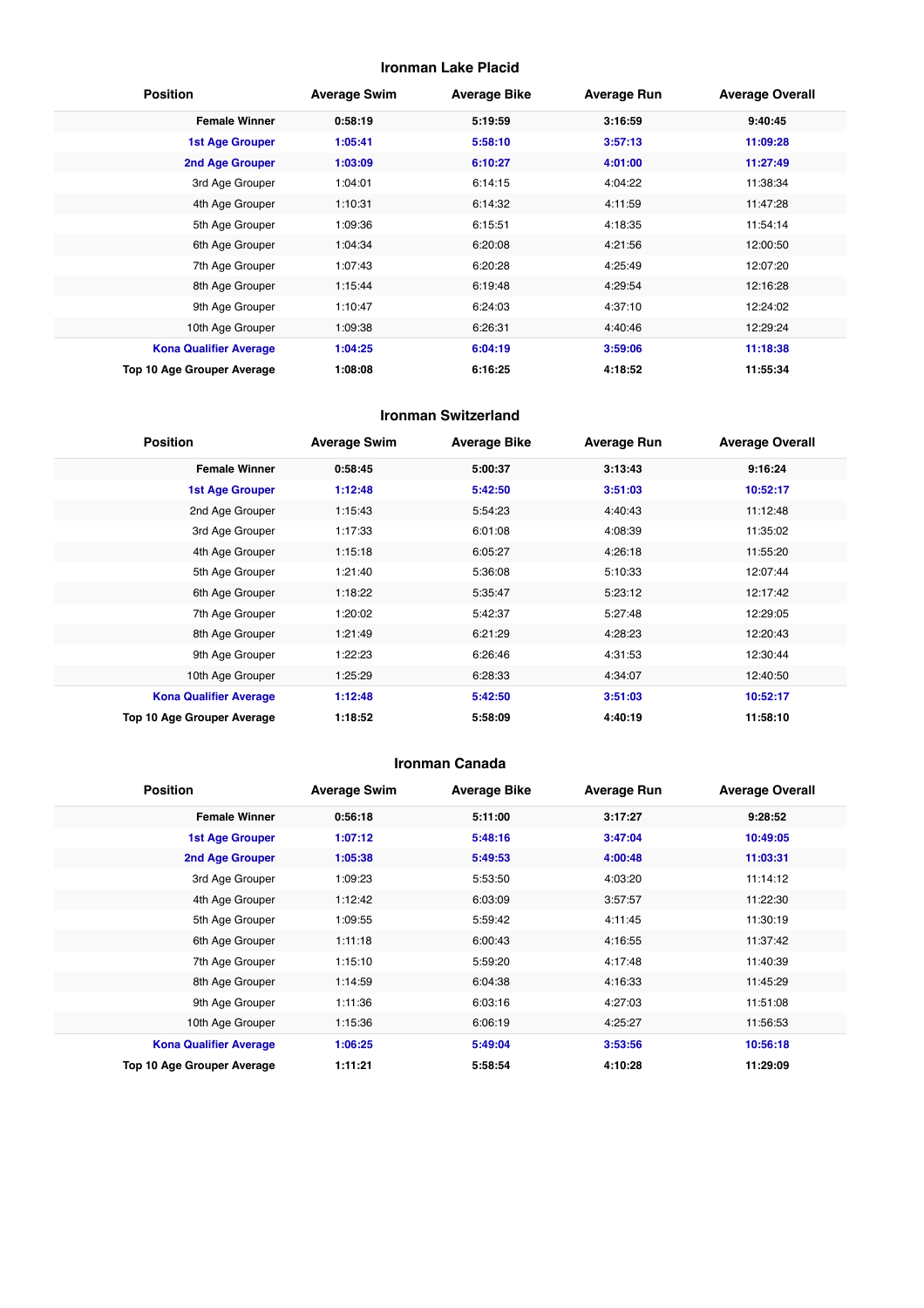## Ironman Lake Placid

| Position | Average Swim | Average Bike | Average Run | Average Overall |
|---|---|---|---|---|
| **Female Winner** | **0:58:19** | **5:19:59** | **3:16:59** | **9:40:45** |
| **1st Age Grouper** | **1:05:41** | **5:58:10** | **3:57:13** | **11:09:28** |
| **2nd Age Grouper** | **1:03:09** | **6:10:27** | **4:01:00** | **11:27:49** |
| 3rd Age Grouper | 1:04:01 | 6:14:15 | 4:04:22 | 11:38:34 |
| 4th Age Grouper | 1:10:31 | 6:14:32 | 4:11:59 | 11:47:28 |
| 5th Age Grouper | 1:09:36 | 6:15:51 | 4:18:35 | 11:54:14 |
| 6th Age Grouper | 1:04:34 | 6:20:08 | 4:21:56 | 12:00:50 |
| 7th Age Grouper | 1:07:43 | 6:20:28 | 4:25:49 | 12:07:20 |
| 8th Age Grouper | 1:15:44 | 6:19:48 | 4:29:54 | 12:16:28 |
| 9th Age Grouper | 1:10:47 | 6:24:03 | 4:37:10 | 12:24:02 |
| 10th Age Grouper | 1:09:38 | 6:26:31 | 4:40:46 | 12:29:24 |
| **Kona Qualifier Average** | **1:04:25** | **6:04:19** | **3:59:06** | **11:18:38** |
| **Top 10 Age Grouper Average** | **1:08:08** | **6:16:25** | **4:18:52** | **11:55:34** |

## Ironman Switzerland

| Position | Average Swim | Average Bike | Average Run | Average Overall |
|---|---|---|---|---|
| **Female Winner** | **0:58:45** | **5:00:37** | **3:13:43** | **9:16:24** |
| **1st Age Grouper** | **1:12:48** | **5:42:50** | **3:51:03** | **10:52:17** |
| 2nd Age Grouper | 1:15:43 | 5:54:23 | 4:40:43 | 11:12:48 |
| 3rd Age Grouper | 1:17:33 | 6:01:08 | 4:08:39 | 11:35:02 |
| 4th Age Grouper | 1:15:18 | 6:05:27 | 4:26:18 | 11:55:20 |
| 5th Age Grouper | 1:21:40 | 5:36:08 | 5:10:33 | 12:07:44 |
| 6th Age Grouper | 1:18:22 | 5:35:47 | 5:23:12 | 12:17:42 |
| 7th Age Grouper | 1:20:02 | 5:42:37 | 5:27:48 | 12:29:05 |
| 8th Age Grouper | 1:21:49 | 6:21:29 | 4:28:23 | 12:20:43 |
| 9th Age Grouper | 1:22:23 | 6:26:46 | 4:31:53 | 12:30:44 |
| 10th Age Grouper | 1:25:29 | 6:28:33 | 4:34:07 | 12:40:50 |
| **Kona Qualifier Average** | **1:12:48** | **5:42:50** | **3:51:03** | **10:52:17** |
| **Top 10 Age Grouper Average** | **1:18:52** | **5:58:09** | **4:40:19** | **11:58:10** |

## Ironman Canada

| Position | Average Swim | Average Bike | Average Run | Average Overall |
|---|---|---|---|---|
| **Female Winner** | **0:56:18** | **5:11:00** | **3:17:27** | **9:28:52** |
| **1st Age Grouper** | **1:07:12** | **5:48:16** | **3:47:04** | **10:49:05** |
| **2nd Age Grouper** | **1:05:38** | **5:49:53** | **4:00:48** | **11:03:31** |
| 3rd Age Grouper | 1:09:23 | 5:53:50 | 4:03:20 | 11:14:12 |
| 4th Age Grouper | 1:12:42 | 6:03:09 | 3:57:57 | 11:22:30 |
| 5th Age Grouper | 1:09:55 | 5:59:42 | 4:11:45 | 11:30:19 |
| 6th Age Grouper | 1:11:18 | 6:00:43 | 4:16:55 | 11:37:42 |
| 7th Age Grouper | 1:15:10 | 5:59:20 | 4:17:48 | 11:40:39 |
| 8th Age Grouper | 1:14:59 | 6:04:38 | 4:16:33 | 11:45:29 |
| 9th Age Grouper | 1:11:36 | 6:03:16 | 4:27:03 | 11:51:08 |
| 10th Age Grouper | 1:15:36 | 6:06:19 | 4:25:27 | 11:56:53 |
| **Kona Qualifier Average** | **1:06:25** | **5:49:04** | **3:53:56** | **10:56:18** |
| **Top 10 Age Grouper Average** | **1:11:21** | **5:58:54** | **4:10:28** | **11:29:09** |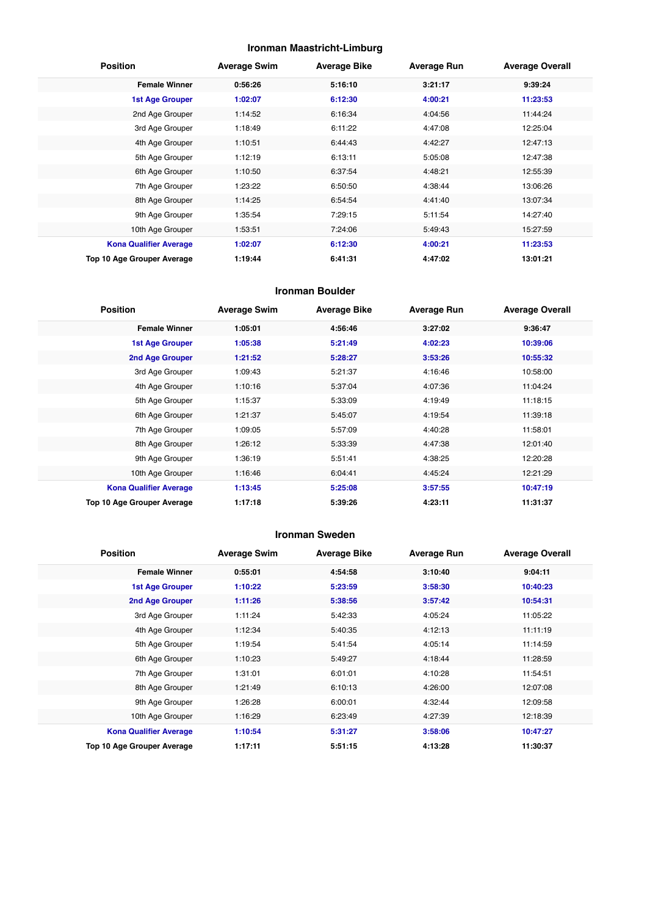## Ironman Maastricht-Limburg

| Position | Average Swim | Average Bike | Average Run | Average Overall |
|---|---|---|---|---|
| **Female Winner** | **0:56:26** | **5:16:10** | **3:21:17** | **9:39:24** |
| **1st Age Grouper** | **1:02:07** | **6:12:30** | **4:00:21** | **11:23:53** |
| 2nd Age Grouper | 1:14:52 | 6:16:34 | 4:04:56 | 11:44:24 |
| 3rd Age Grouper | 1:18:49 | 6:11:22 | 4:47:08 | 12:25:04 |
| 4th Age Grouper | 1:10:51 | 6:44:43 | 4:42:27 | 12:47:13 |
| 5th Age Grouper | 1:12:19 | 6:13:11 | 5:05:08 | 12:47:38 |
| 6th Age Grouper | 1:10:50 | 6:37:54 | 4:48:21 | 12:55:39 |
| 7th Age Grouper | 1:23:22 | 6:50:50 | 4:38:44 | 13:06:26 |
| 8th Age Grouper | 1:14:25 | 6:54:54 | 4:41:40 | 13:07:34 |
| 9th Age Grouper | 1:35:54 | 7:29:15 | 5:11:54 | 14:27:40 |
| 10th Age Grouper | 1:53:51 | 7:24:06 | 5:49:43 | 15:27:59 |
| **Kona Qualifier Average** | **1:02:07** | **6:12:30** | **4:00:21** | **11:23:53** |
| **Top 10 Age Grouper Average** | **1:19:44** | **6:41:31** | **4:47:02** | **13:01:21** |

## Ironman Boulder

| Position | Average Swim | Average Bike | Average Run | Average Overall |
|---|---|---|---|---|
| **Female Winner** | **1:05:01** | **4:56:46** | **3:27:02** | **9:36:47** |
| **1st Age Grouper** | **1:05:38** | **5:21:49** | **4:02:23** | **10:39:06** |
| **2nd Age Grouper** | **1:21:52** | **5:28:27** | **3:53:26** | **10:55:32** |
| 3rd Age Grouper | 1:09:43 | 5:21:37 | 4:16:46 | 10:58:00 |
| 4th Age Grouper | 1:10:16 | 5:37:04 | 4:07:36 | 11:04:24 |
| 5th Age Grouper | 1:15:37 | 5:33:09 | 4:19:49 | 11:18:15 |
| 6th Age Grouper | 1:21:37 | 5:45:07 | 4:19:54 | 11:39:18 |
| 7th Age Grouper | 1:09:05 | 5:57:09 | 4:40:28 | 11:58:01 |
| 8th Age Grouper | 1:26:12 | 5:33:39 | 4:47:38 | 12:01:40 |
| 9th Age Grouper | 1:36:19 | 5:51:41 | 4:38:25 | 12:20:28 |
| 10th Age Grouper | 1:16:46 | 6:04:41 | 4:45:24 | 12:21:29 |
| **Kona Qualifier Average** | **1:13:45** | **5:25:08** | **3:57:55** | **10:47:19** |
| **Top 10 Age Grouper Average** | **1:17:18** | **5:39:26** | **4:23:11** | **11:31:37** |

## Ironman Sweden

| Position | Average Swim | Average Bike | Average Run | Average Overall |
|---|---|---|---|---|
| **Female Winner** | **0:55:01** | **4:54:58** | **3:10:40** | **9:04:11** |
| **1st Age Grouper** | **1:10:22** | **5:23:59** | **3:58:30** | **10:40:23** |
| **2nd Age Grouper** | **1:11:26** | **5:38:56** | **3:57:42** | **10:54:31** |
| 3rd Age Grouper | 1:11:24 | 5:42:33 | 4:05:24 | 11:05:22 |
| 4th Age Grouper | 1:12:34 | 5:40:35 | 4:12:13 | 11:11:19 |
| 5th Age Grouper | 1:19:54 | 5:41:54 | 4:05:14 | 11:14:59 |
| 6th Age Grouper | 1:10:23 | 5:49:27 | 4:18:44 | 11:28:59 |
| 7th Age Grouper | 1:31:01 | 6:01:01 | 4:10:28 | 11:54:51 |
| 8th Age Grouper | 1:21:49 | 6:10:13 | 4:26:00 | 12:07:08 |
| 9th Age Grouper | 1:26:28 | 6:00:01 | 4:32:44 | 12:09:58 |
| 10th Age Grouper | 1:16:29 | 6:23:49 | 4:27:39 | 12:18:39 |
| **Kona Qualifier Average** | **1:10:54** | **5:31:27** | **3:58:06** | **10:47:27** |
| **Top 10 Age Grouper Average** | **1:17:11** | **5:51:15** | **4:13:28** | **11:30:37** |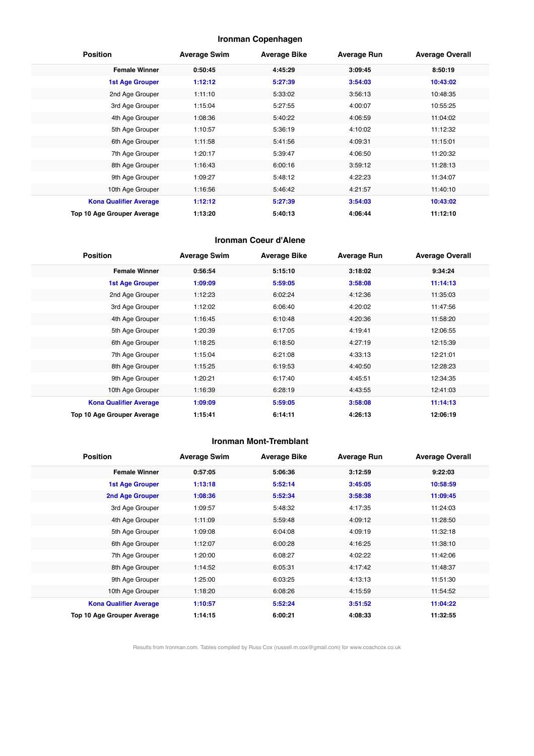## Ironman Copenhagen

| Position | Average Swim | Average Bike | Average Run | Average Overall |
|---|---|---|---|---|
| **Female Winner** | **0:50:45** | **4:45:29** | **3:09:45** | **8:50:19** |
| **1st Age Grouper** | **1:12:12** | **5:27:39** | **3:54:03** | **10:43:02** |
| 2nd Age Grouper | 1:11:10 | 5:33:02 | 3:56:13 | 10:48:35 |
| 3rd Age Grouper | 1:15:04 | 5:27:55 | 4:00:07 | 10:55:25 |
| 4th Age Grouper | 1:08:36 | 5:40:22 | 4:06:59 | 11:04:02 |
| 5th Age Grouper | 1:10:57 | 5:36:19 | 4:10:02 | 11:12:32 |
| 6th Age Grouper | 1:11:58 | 5:41:56 | 4:09:31 | 11:15:01 |
| 7th Age Grouper | 1:20:17 | 5:39:47 | 4:06:50 | 11:20:32 |
| 8th Age Grouper | 1:16:43 | 6:00:16 | 3:59:12 | 11:28:13 |
| 9th Age Grouper | 1:09:27 | 5:48:12 | 4:22:23 | 11:34:07 |
| 10th Age Grouper | 1:16:56 | 5:46:42 | 4:21:57 | 11:40:10 |
| **Kona Qualifier Average** | **1:12:12** | **5:27:39** | **3:54:03** | **10:43:02** |
| **Top 10 Age Grouper Average** | **1:13:20** | **5:40:13** | **4:06:44** | **11:12:10** |

## Ironman Coeur d'Alene

| Position | Average Swim | Average Bike | Average Run | Average Overall |
|---|---|---|---|---|
| **Female Winner** | **0:56:54** | **5:15:10** | **3:18:02** | **9:34:24** |
| **1st Age Grouper** | **1:09:09** | **5:59:05** | **3:58:08** | **11:14:13** |
| 2nd Age Grouper | 1:12:23 | 6:02:24 | 4:12:36 | 11:35:03 |
| 3rd Age Grouper | 1:12:02 | 6:06:40 | 4:20:02 | 11:47:56 |
| 4th Age Grouper | 1:16:45 | 6:10:48 | 4:20:36 | 11:58:20 |
| 5th Age Grouper | 1:20:39 | 6:17:05 | 4:19:41 | 12:06:55 |
| 6th Age Grouper | 1:18:25 | 6:18:50 | 4:27:19 | 12:15:39 |
| 7th Age Grouper | 1:15:04 | 6:21:08 | 4:33:13 | 12:21:01 |
| 8th Age Grouper | 1:15:25 | 6:19:53 | 4:40:50 | 12:28:23 |
| 9th Age Grouper | 1:20:21 | 6:17:40 | 4:45:51 | 12:34:35 |
| 10th Age Grouper | 1:16:39 | 6:28:19 | 4:43:55 | 12:41:03 |
| **Kona Qualifier Average** | **1:09:09** | **5:59:05** | **3:58:08** | **11:14:13** |
| **Top 10 Age Grouper Average** | **1:15:41** | **6:14:11** | **4:26:13** | **12:06:19** |

## Ironman Mont-Tremblant

| Position | Average Swim | Average Bike | Average Run | Average Overall |
|---|---|---|---|---|
| **Female Winner** | **0:57:05** | **5:06:36** | **3:12:59** | **9:22:03** |
| **1st Age Grouper** | **1:13:18** | **5:52:14** | **3:45:05** | **10:58:59** |
| **2nd Age Grouper** | **1:08:36** | **5:52:34** | **3:58:38** | **11:09:45** |
| 3rd Age Grouper | 1:09:57 | 5:48:32 | 4:17:35 | 11:24:03 |
| 4th Age Grouper | 1:11:09 | 5:59:48 | 4:09:12 | 11:28:50 |
| 5th Age Grouper | 1:09:08 | 6:04:08 | 4:09:19 | 11:32:18 |
| 6th Age Grouper | 1:12:07 | 6:00:28 | 4:16:25 | 11:38:10 |
| 7th Age Grouper | 1:20:00 | 6:08:27 | 4:02:22 | 11:42:06 |
| 8th Age Grouper | 1:14:52 | 6:05:31 | 4:17:42 | 11:48:37 |
| 9th Age Grouper | 1:25:00 | 6:03:25 | 4:13:13 | 11:51:30 |
| 10th Age Grouper | 1:18:20 | 6:08:26 | 4:15:59 | 11:54:52 |
| **Kona Qualifier Average** | **1:10:57** | **5:52:24** | **3:51:52** | **11:04:22** |
| **Top 10 Age Grouper Average** | **1:14:15** | **6:00:21** | **4:08:33** | **11:32:55** |

Results from Ironman.com. Tables compiled by Russ Cox (russell.m.cox@gmail.com) for www.coachcox.co.uk